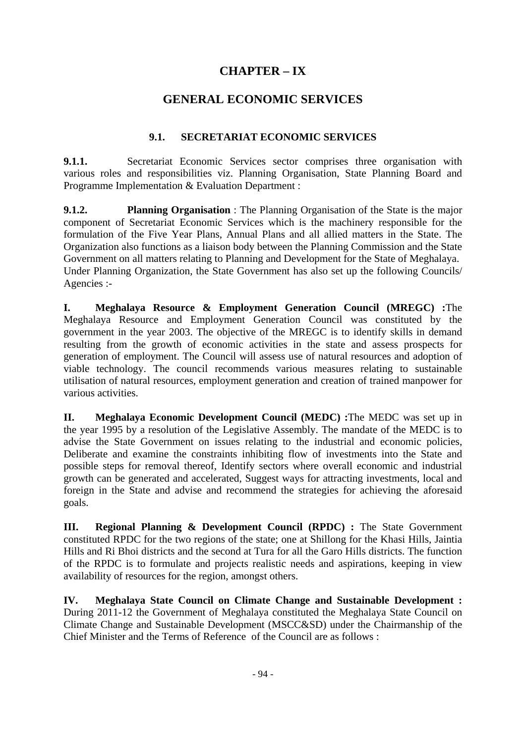# CHAPTER – IX

# GENERAL ECONOMIC SERVICES

## 9.1. SECRETARIAT ECONOMIC SERVICES

**9.1.1.** Secretariat Economic Services sector comprises three organisation with various roles and responsibilities viz. Planning Organisation, State Planning Board and Programme Implementation & Evaluation Department :

**9.1.2. Planning Organisation** : The Planning Organisation of the State is the major component of Secretariat Economic Services which is the machinery responsible for the formulation of the Five Year Plans, Annual Plans and all allied matters in the State. The Organization also functions as a liaison body between the Planning Commission and the State Government on all matters relating to Planning and Development for the State of Meghalaya. Under Planning Organization, the State Government has also set up the following Councils/ Agencies :-

**I. Meghalaya Resource & Employment Generation Council (MREGC) :** The Meghalaya Resource and Employment Generation Council was constituted by the government in the year 2003. The objective of the MREGC is to identify skills in demand resulting from the growth of economic activities in the state and assess prospects for generation of employment. The Council will assess use of natural resources and adoption of viable technology. The council recommends various measures relating to sustainable utilisation of natural resources, employment generation and creation of trained manpower for various activities.

**II. Meghalaya Economic Development Council (MEDC) :** The MEDC was set up in the year 1995 by a resolution of the Legislative Assembly. The mandate of the MEDC is to advise the State Government on issues relating to the industrial and economic policies, Deliberate and examine the constraints inhibiting flow of investments into the State and possible steps for removal thereof, Identify sectors where overall economic and industrial growth can be generated and accelerated, Suggest ways for attracting investments, local and foreign in the State and advise and recommend the strategies for achieving the aforesaid goals.

**III. Regional Planning & Development Council (RPDC) :** The State Government constituted RPDC for the two regions of the state; one at Shillong for the Khasi Hills, Jaintia Hills and Ri Bhoi districts and the second at Tura for all the Garo Hills districts. The function of the RPDC is to formulate and projects realistic needs and aspirations, keeping in view availability of resources for the region, amongst others.

**IV. Meghalaya State Council on Climate Change and Sustainable Development :** During 2011-12 the Government of Meghalaya constituted the Meghalaya State Council on Climate Change and Sustainable Development (MSCC&SD) under the Chairmanship of the Chief Minister and the Terms of Reference of the Council are as follows :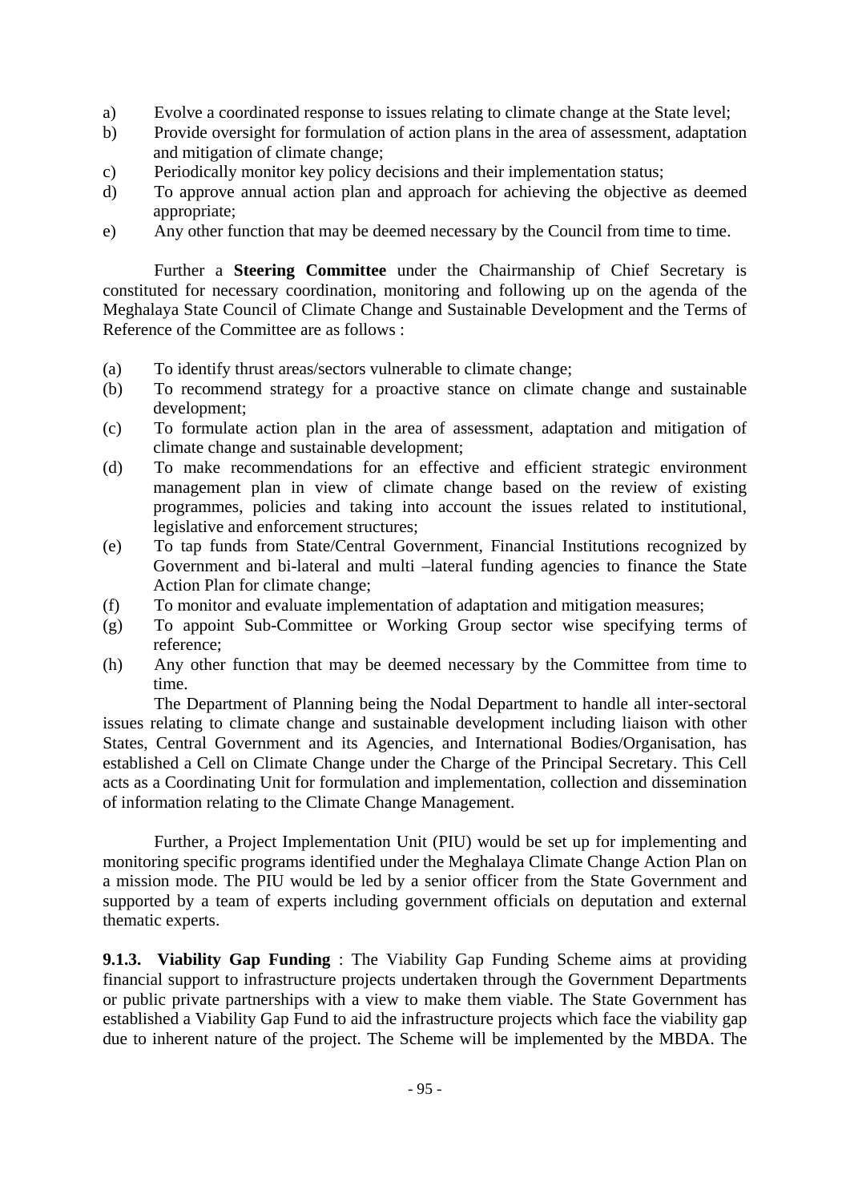a) Evolve a coordinated response to issues relating to climate change at the State level;
b) Provide oversight for formulation of action plans in the area of assessment, adaptation and mitigation of climate change;
c) Periodically monitor key policy decisions and their implementation status;
d) To approve annual action plan and approach for achieving the objective as deemed appropriate;
e) Any other function that may be deemed necessary by the Council from time to time.

Further a **Steering Committee** under the Chairmanship of Chief Secretary is constituted for necessary coordination, monitoring and following up on the agenda of the Meghalaya State Council of Climate Change and Sustainable Development and the Terms of Reference of the Committee are as follows :

(a) To identify thrust areas/sectors vulnerable to climate change;
(b) To recommend strategy for a proactive stance on climate change and sustainable development;
(c) To formulate action plan in the area of assessment, adaptation and mitigation of climate change and sustainable development;
(d) To make recommendations for an effective and efficient strategic environment management plan in view of climate change based on the review of existing programmes, policies and taking into account the issues related to institutional, legislative and enforcement structures;
(e) To tap funds from State/Central Government, Financial Institutions recognized by Government and bi-lateral and multi –lateral funding agencies to finance the State Action Plan for climate change;
(f) To monitor and evaluate implementation of adaptation and mitigation measures;
(g) To appoint Sub-Committee or Working Group sector wise specifying terms of reference;
(h) Any other function that may be deemed necessary by the Committee from time to time.

The Department of Planning being the Nodal Department to handle all inter-sectoral issues relating to climate change and sustainable development including liaison with other States, Central Government and its Agencies, and International Bodies/Organisation, has established a Cell on Climate Change under the Charge of the Principal Secretary. This Cell acts as a Coordinating Unit for formulation and implementation, collection and dissemination of information relating to the Climate Change Management.

Further, a Project Implementation Unit (PIU) would be set up for implementing and monitoring specific programs identified under the Meghalaya Climate Change Action Plan on a mission mode. The PIU would be led by a senior officer from the State Government and supported by a team of experts including government officials on deputation and external thematic experts.

**9.1.3. Viability Gap Funding** : The Viability Gap Funding Scheme aims at providing financial support to infrastructure projects undertaken through the Government Departments or public private partnerships with a view to make them viable. The State Government has established a Viability Gap Fund to aid the infrastructure projects which face the viability gap due to inherent nature of the project. The Scheme will be implemented by the MBDA. The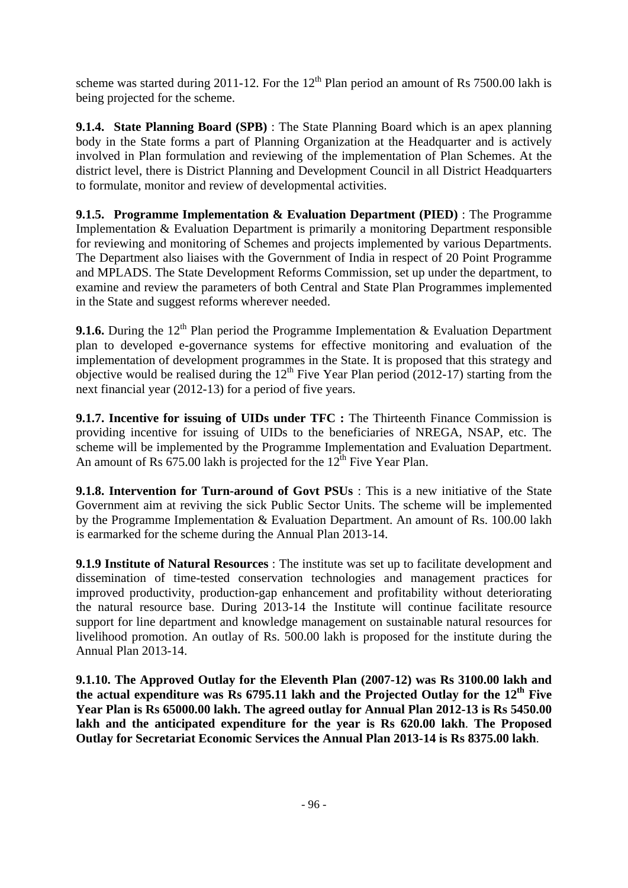scheme was started during 2011-12. For the 12th Plan period an amount of Rs 7500.00 lakh is being projected for the scheme.

**9.1.4. State Planning Board (SPB)** : The State Planning Board which is an apex planning body in the State forms a part of Planning Organization at the Headquarter and is actively involved in Plan formulation and reviewing of the implementation of Plan Schemes. At the district level, there is District Planning and Development Council in all District Headquarters to formulate, monitor and review of developmental activities.

**9.1.5. Programme Implementation & Evaluation Department (PIED)** : The Programme Implementation & Evaluation Department is primarily a monitoring Department responsible for reviewing and monitoring of Schemes and projects implemented by various Departments. The Department also liaises with the Government of India in respect of 20 Point Programme and MPLADS. The State Development Reforms Commission, set up under the department, to examine and review the parameters of both Central and State Plan Programmes implemented in the State and suggest reforms wherever needed.

**9.1.6.** During the 12th Plan period the Programme Implementation & Evaluation Department plan to developed e-governance systems for effective monitoring and evaluation of the implementation of development programmes in the State. It is proposed that this strategy and objective would be realised during the 12th Five Year Plan period (2012-17) starting from the next financial year (2012-13) for a period of five years.

**9.1.7. Incentive for issuing of UIDs under TFC :** The Thirteenth Finance Commission is providing incentive for issuing of UIDs to the beneficiaries of NREGA, NSAP, etc. The scheme will be implemented by the Programme Implementation and Evaluation Department. An amount of Rs 675.00 lakh is projected for the 12th Five Year Plan.

**9.1.8. Intervention for Turn-around of Govt PSUs** : This is a new initiative of the State Government aim at reviving the sick Public Sector Units. The scheme will be implemented by the Programme Implementation & Evaluation Department. An amount of Rs. 100.00 lakh is earmarked for the scheme during the Annual Plan 2013-14.

**9.1.9 Institute of Natural Resources** : The institute was set up to facilitate development and dissemination of time-tested conservation technologies and management practices for improved productivity, production-gap enhancement and profitability without deteriorating the natural resource base. During 2013-14 the Institute will continue facilitate resource support for line department and knowledge management on sustainable natural resources for livelihood promotion. An outlay of Rs. 500.00 lakh is proposed for the institute during the Annual Plan 2013-14.

**9.1.10. The Approved Outlay for the Eleventh Plan (2007-12) was Rs 3100.00 lakh and the actual expenditure was Rs 6795.11 lakh and the Projected Outlay for the 12th Five Year Plan is Rs 65000.00 lakh. The agreed outlay for Annual Plan 2012-13 is Rs 5450.00 lakh and the anticipated expenditure for the year is Rs 620.00 lakh. The Proposed Outlay for Secretariat Economic Services the Annual Plan 2013-14 is Rs 8375.00 lakh.**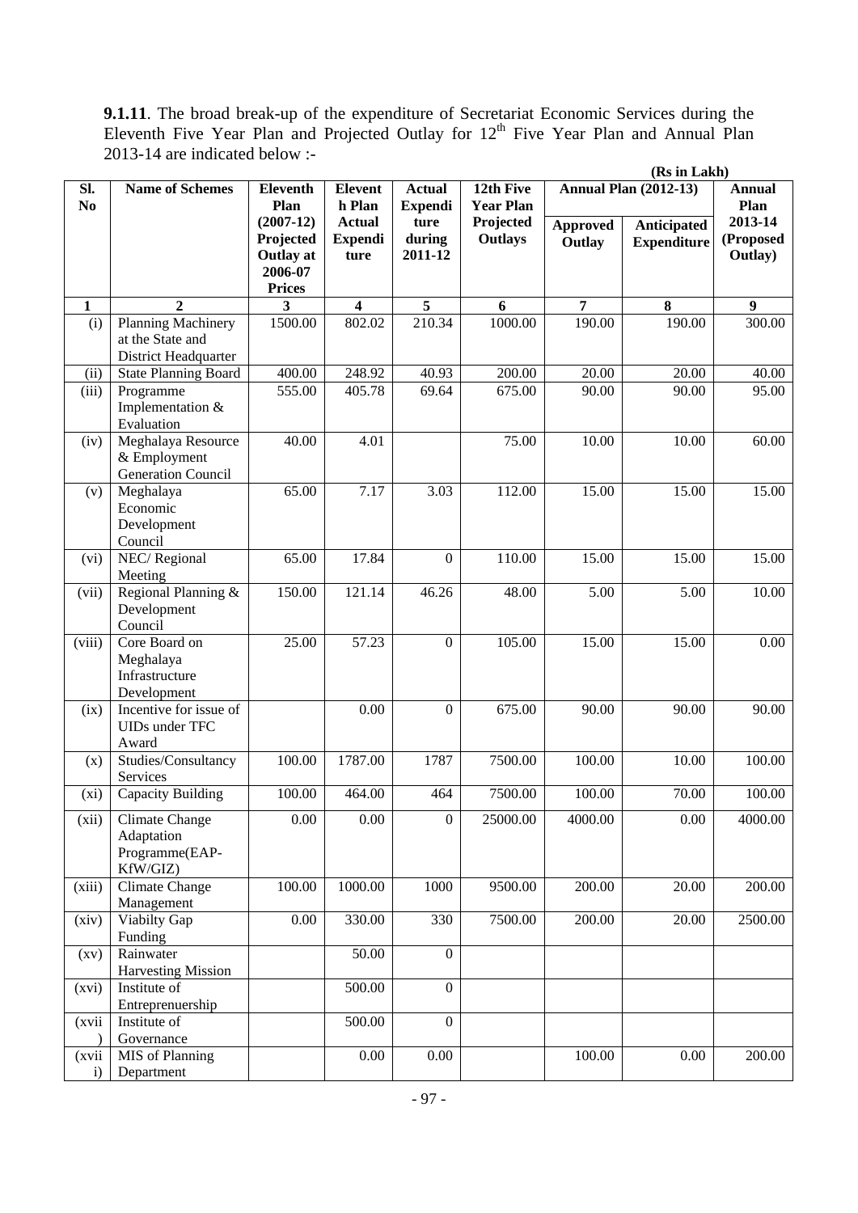**9.1.11**. The broad break-up of the expenditure of Secretariat Economic Services during the Eleventh Five Year Plan and Projected Outlay for 12[th] Five Year Plan and Annual Plan 2013-14 are indicated below :-

**(Rs in Lakh)**

| Sl. No | Name of Schemes | Eleventh Plan (2007-12) Projected Outlay at 2006-07 Prices | Eleventh Plan Actual Expenditure | Actual Expenditure during 2011-12 | 12th Five Year Plan Projected Outlays | Annual Plan (2012-13) | | Annual Plan 2013-14 (Proposed Outlay) |
|---|---|---|---|---|---|---|---|---|
| | | | | | | Approved Outlay | Anticipated Expenditure | |
| 1 | 2 | 3 | 4 | 5 | 6 | 7 | 8 | 9 |
| (i) | Planning Machinery at the State and District Headquarter | 1500.00 | 802.02 | 210.34 | 1000.00 | 190.00 | 190.00 | 300.00 |
| (ii) | State Planning Board | 400.00 | 248.92 | 40.93 | 200.00 | 20.00 | 20.00 | 40.00 |
| (iii) | Programme Implementation & Evaluation | 555.00 | 405.78 | 69.64 | 675.00 | 90.00 | 90.00 | 95.00 |
| (iv) | Meghalaya Resource & Employment Generation Council | 40.00 | 4.01 | | 75.00 | 10.00 | 10.00 | 60.00 |
| (v) | Meghalaya Economic Development Council | 65.00 | 7.17 | 3.03 | 112.00 | 15.00 | 15.00 | 15.00 |
| (vi) | NEC/ Regional Meeting | 65.00 | 17.84 | 0 | 110.00 | 15.00 | 15.00 | 15.00 |
| (vii) | Regional Planning & Development Council | 150.00 | 121.14 | 46.26 | 48.00 | 5.00 | 5.00 | 10.00 |
| (viii) | Core Board on Meghalaya Infrastructure Development | 25.00 | 57.23 | 0 | 105.00 | 15.00 | 15.00 | 0.00 |
| (ix) | Incentive for issue of UIDs under TFC Award | | 0.00 | 0 | 675.00 | 90.00 | 90.00 | 90.00 |
| (x) | Studies/Consultancy Services | 100.00 | 1787.00 | 1787 | 7500.00 | 100.00 | 10.00 | 100.00 |
| (xi) | Capacity Building | 100.00 | 464.00 | 464 | 7500.00 | 100.00 | 70.00 | 100.00 |
| (xii) | Climate Change Adaptation Programme(EAP-KfW/GIZ) | 0.00 | 0.00 | 0 | 25000.00 | 4000.00 | 0.00 | 4000.00 |
| (xiii) | Climate Change Management | 100.00 | 1000.00 | 1000 | 9500.00 | 200.00 | 20.00 | 200.00 |
| (xiv) | Viabilty Gap Funding | 0.00 | 330.00 | 330 | 7500.00 | 200.00 | 20.00 | 2500.00 |
| (xv) | Rainwater Harvesting Mission | | 50.00 | 0 | | | | |
| (xvi) | Institute of Entrepreneurship | | 500.00 | 0 | | | | |
| (xvii) | Institute of Governance | | 500.00 | 0 | | | | |
| (xviii) | MIS of Planning Department | | 0.00 | 0.00 | | 100.00 | 0.00 | 200.00 |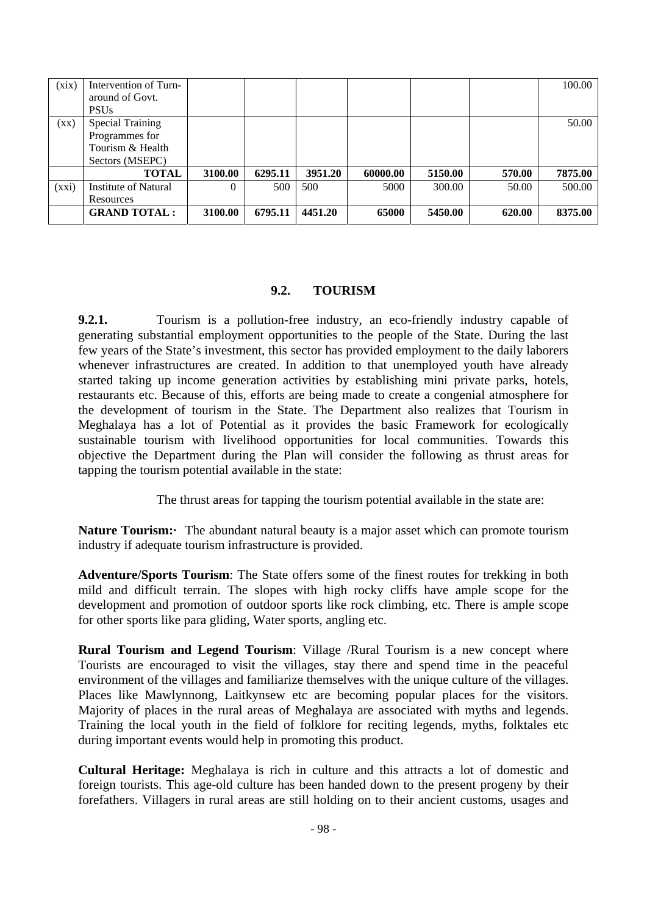| (xix) | Intervention of Turn-around of Govt. PSUs | | | | | | | 100.00 |
|---|---|---|---|---|---|---|---|---|
| (xx) | Special Training Programmes for Tourism & Health Sectors (MSEPC) | | | | | | | 50.00 |
| | **TOTAL** | **3100.00** | **6295.11** | **3951.20** | **60000.00** | **5150.00** | **570.00** | **7875.00** |
| (xxi) | Institute of Natural Resources | 0 | 500 | 500 | 5000 | 300.00 | 50.00 | 500.00 |
| | **GRAND TOTAL :** | **3100.00** | **6795.11** | **4451.20** | **65000** | **5450.00** | **620.00** | **8375.00** |

## 9.2. TOURISM

**9.2.1.** Tourism is a pollution-free industry, an eco-friendly industry capable of generating substantial employment opportunities to the people of the State. During the last few years of the State's investment, this sector has provided employment to the daily laborers whenever infrastructures are created. In addition to that unemployed youth have already started taking up income generation activities by establishing mini private parks, hotels, restaurants etc. Because of this, efforts are being made to create a congenial atmosphere for the development of tourism in the State. The Department also realizes that Tourism in Meghalaya has a lot of Potential as it provides the basic Framework for ecologically sustainable tourism with livelihood opportunities for local communities. Towards this objective the Department during the Plan will consider the following as thrust areas for tapping the tourism potential available in the state:

The thrust areas for tapping the tourism potential available in the state are:

**Nature Tourism:·** The abundant natural beauty is a major asset which can promote tourism industry if adequate tourism infrastructure is provided.

**Adventure/Sports Tourism**: The State offers some of the finest routes for trekking in both mild and difficult terrain. The slopes with high rocky cliffs have ample scope for the development and promotion of outdoor sports like rock climbing, etc. There is ample scope for other sports like para gliding, Water sports, angling etc.

**Rural Tourism and Legend Tourism**: Village /Rural Tourism is a new concept where Tourists are encouraged to visit the villages, stay there and spend time in the peaceful environment of the villages and familiarize themselves with the unique culture of the villages. Places like Mawlynnong, Laitkynsew etc are becoming popular places for the visitors. Majority of places in the rural areas of Meghalaya are associated with myths and legends. Training the local youth in the field of folklore for reciting legends, myths, folktales etc during important events would help in promoting this product.

**Cultural Heritage:** Meghalaya is rich in culture and this attracts a lot of domestic and foreign tourists. This age-old culture has been handed down to the present progeny by their forefathers. Villagers in rural areas are still holding on to their ancient customs, usages and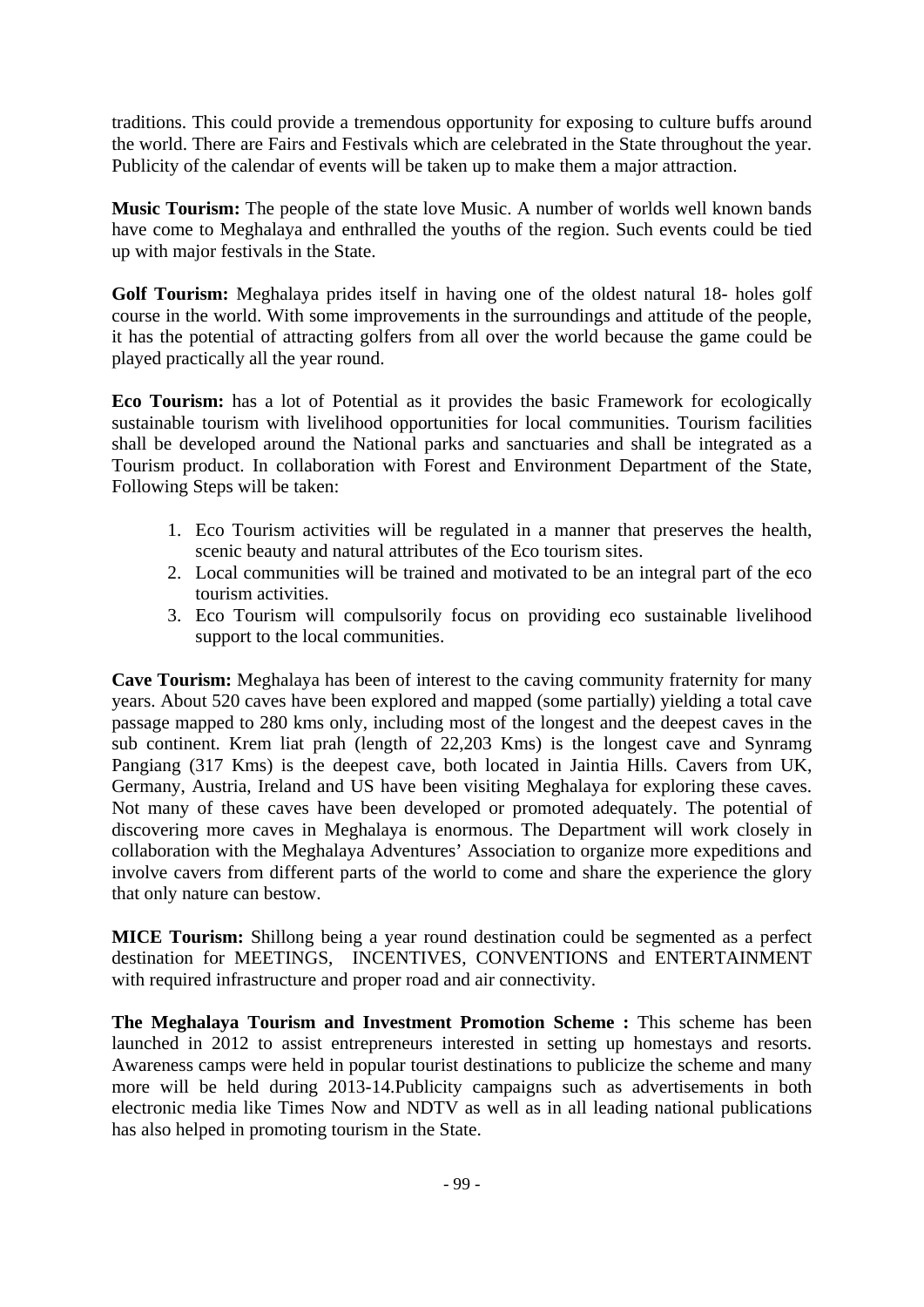traditions. This could provide a tremendous opportunity for exposing to culture buffs around the world. There are Fairs and Festivals which are celebrated in the State throughout the year. Publicity of the calendar of events will be taken up to make them a major attraction.

**Music Tourism:** The people of the state love Music. A number of worlds well known bands have come to Meghalaya and enthralled the youths of the region. Such events could be tied up with major festivals in the State.

**Golf Tourism:** Meghalaya prides itself in having one of the oldest natural 18- holes golf course in the world. With some improvements in the surroundings and attitude of the people, it has the potential of attracting golfers from all over the world because the game could be played practically all the year round.

**Eco Tourism:** has a lot of Potential as it provides the basic Framework for ecologically sustainable tourism with livelihood opportunities for local communities. Tourism facilities shall be developed around the National parks and sanctuaries and shall be integrated as a Tourism product. In collaboration with Forest and Environment Department of the State, Following Steps will be taken:

1. Eco Tourism activities will be regulated in a manner that preserves the health, scenic beauty and natural attributes of the Eco tourism sites.
2. Local communities will be trained and motivated to be an integral part of the eco tourism activities.
3. Eco Tourism will compulsorily focus on providing eco sustainable livelihood support to the local communities.

**Cave Tourism:** Meghalaya has been of interest to the caving community fraternity for many years. About 520 caves have been explored and mapped (some partially) yielding a total cave passage mapped to 280 kms only, including most of the longest and the deepest caves in the sub continent. Krem liat prah (length of 22,203 Kms) is the longest cave and Synramg Pangiang (317 Kms) is the deepest cave, both located in Jaintia Hills. Cavers from UK, Germany, Austria, Ireland and US have been visiting Meghalaya for exploring these caves. Not many of these caves have been developed or promoted adequately. The potential of discovering more caves in Meghalaya is enormous. The Department will work closely in collaboration with the Meghalaya Adventures' Association to organize more expeditions and involve cavers from different parts of the world to come and share the experience the glory that only nature can bestow.

**MICE Tourism:** Shillong being a year round destination could be segmented as a perfect destination for MEETINGS, INCENTIVES, CONVENTIONS and ENTERTAINMENT with required infrastructure and proper road and air connectivity.

**The Meghalaya Tourism and Investment Promotion Scheme :** This scheme has been launched in 2012 to assist entrepreneurs interested in setting up homestays and resorts. Awareness camps were held in popular tourist destinations to publicize the scheme and many more will be held during 2013-14.Publicity campaigns such as advertisements in both electronic media like Times Now and NDTV as well as in all leading national publications has also helped in promoting tourism in the State.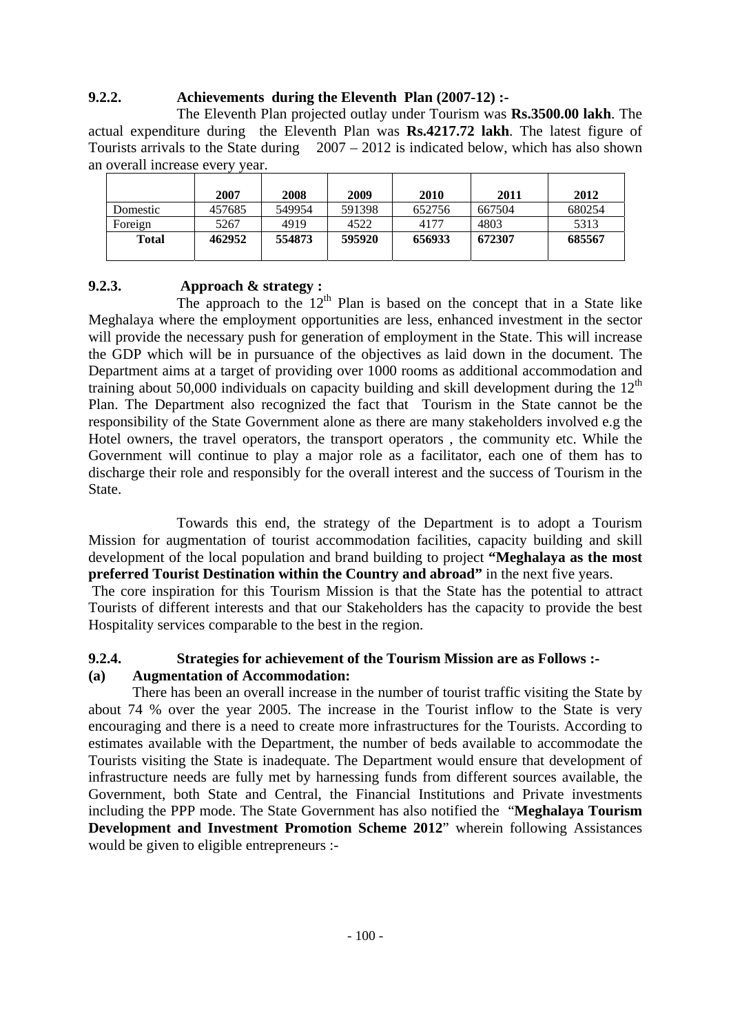### 9.2.2. Achievements during the Eleventh Plan (2007-12) :-

The Eleventh Plan projected outlay under Tourism was **Rs.3500.00 lakh**. The actual expenditure during the Eleventh Plan was **Rs.4217.72 lakh**. The latest figure of Tourists arrivals to the State during 2007 – 2012 is indicated below, which has also shown an overall increase every year.

| | 2007 | 2008 | 2009 | 2010 | 2011 | 2012 |
|---|---|---|---|---|---|---|
| Domestic | 457685 | 549954 | 591398 | 652756 | 667504 | 680254 |
| Foreign | 5267 | 4919 | 4522 | 4177 | 4803 | 5313 |
| **Total** | **462952** | **554873** | **595920** | **656933** | **672307** | **685567** |

### 9.2.3. Approach & strategy :

The approach to the 12th Plan is based on the concept that in a State like Meghalaya where the employment opportunities are less, enhanced investment in the sector will provide the necessary push for generation of employment in the State. This will increase the GDP which will be in pursuance of the objectives as laid down in the document. The Department aims at a target of providing over 1000 rooms as additional accommodation and training about 50,000 individuals on capacity building and skill development during the 12th Plan. The Department also recognized the fact that Tourism in the State cannot be the responsibility of the State Government alone as there are many stakeholders involved e.g the Hotel owners, the travel operators, the transport operators , the community etc. While the Government will continue to play a major role as a facilitator, each one of them has to discharge their role and responsibly for the overall interest and the success of Tourism in the State.

Towards this end, the strategy of the Department is to adopt a Tourism Mission for augmentation of tourist accommodation facilities, capacity building and skill development of the local population and brand building to project **"Meghalaya as the most preferred Tourist Destination within the Country and abroad"** in the next five years.

The core inspiration for this Tourism Mission is that the State has the potential to attract Tourists of different interests and that our Stakeholders has the capacity to provide the best Hospitality services comparable to the best in the region.

### 9.2.4. Strategies for achievement of the Tourism Mission are as Follows :-

**(a) Augmentation of Accommodation:**

There has been an overall increase in the number of tourist traffic visiting the State by about 74 % over the year 2005. The increase in the Tourist inflow to the State is very encouraging and there is a need to create more infrastructures for the Tourists. According to estimates available with the Department, the number of beds available to accommodate the Tourists visiting the State is inadequate. The Department would ensure that development of infrastructure needs are fully met by harnessing funds from different sources available, the Government, both State and Central, the Financial Institutions and Private investments including the PPP mode. The State Government has also notified the "**Meghalaya Tourism Development and Investment Promotion Scheme 2012**" wherein following Assistances would be given to eligible entrepreneurs :-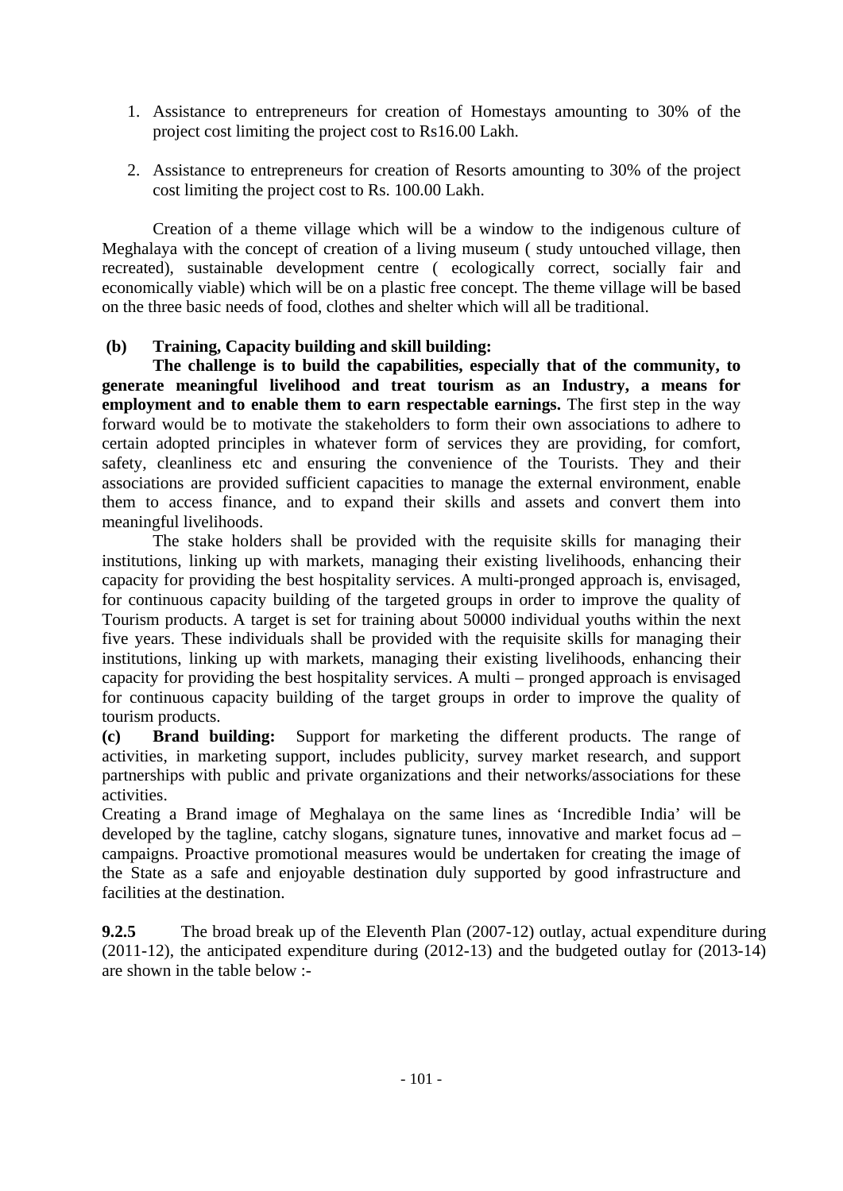1. Assistance to entrepreneurs for creation of Homestays amounting to 30% of the project cost limiting the project cost to Rs16.00 Lakh.

2. Assistance to entrepreneurs for creation of Resorts amounting to 30% of the project cost limiting the project cost to Rs. 100.00 Lakh.

Creation of a theme village which will be a window to the indigenous culture of Meghalaya with the concept of creation of a living museum ( study untouched village, then recreated), sustainable development centre ( ecologically correct, socially fair and economically viable) which will be on a plastic free concept. The theme village will be based on the three basic needs of food, clothes and shelter which will all be traditional.

**(b) Training, Capacity building and skill building:**

**The challenge is to build the capabilities, especially that of the community, to generate meaningful livelihood and treat tourism as an Industry, a means for employment and to enable them to earn respectable earnings.** The first step in the way forward would be to motivate the stakeholders to form their own associations to adhere to certain adopted principles in whatever form of services they are providing, for comfort, safety, cleanliness etc and ensuring the convenience of the Tourists. They and their associations are provided sufficient capacities to manage the external environment, enable them to access finance, and to expand their skills and assets and convert them into meaningful livelihoods.

The stake holders shall be provided with the requisite skills for managing their institutions, linking up with markets, managing their existing livelihoods, enhancing their capacity for providing the best hospitality services. A multi-pronged approach is, envisaged, for continuous capacity building of the targeted groups in order to improve the quality of Tourism products. A target is set for training about 50000 individual youths within the next five years. These individuals shall be provided with the requisite skills for managing their institutions, linking up with markets, managing their existing livelihoods, enhancing their capacity for providing the best hospitality services. A multi – pronged approach is envisaged for continuous capacity building of the target groups in order to improve the quality of tourism products.

**(c) Brand building:** Support for marketing the different products. The range of activities, in marketing support, includes publicity, survey market research, and support partnerships with public and private organizations and their networks/associations for these activities.

Creating a Brand image of Meghalaya on the same lines as 'Incredible India' will be developed by the tagline, catchy slogans, signature tunes, innovative and market focus ad – campaigns. Proactive promotional measures would be undertaken for creating the image of the State as a safe and enjoyable destination duly supported by good infrastructure and facilities at the destination.

**9.2.5** The broad break up of the Eleventh Plan (2007-12) outlay, actual expenditure during (2011-12), the anticipated expenditure during (2012-13) and the budgeted outlay for (2013-14) are shown in the table below :-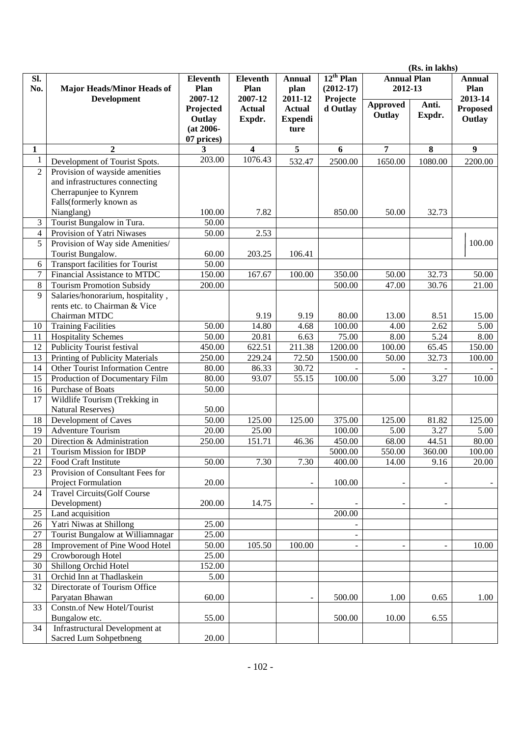(Rs. in lakhs)

| Sl. No. | Major Heads/Minor Heads of Development | Eleventh Plan 2007-12 Projected Outlay (at 2006-07 prices) | Eleventh Plan 2007-12 Actual Expdr. | Annual plan 2011-12 Actual Expenditure | $12^{th}$ Plan (2012-17) Projected Outlay | Annual Plan 2012-13 | | Annual Plan 2013-14 Proposed Outlay |
|---|---|---|---|---|---|---|---|---|
| | | | | | | Approved Outlay | Anti. Expdr. | |
| 1 | 2 | 3 | 4 | 5 | 6 | 7 | 8 | 9 |
| 1 | Development of Tourist Spots. | 203.00 | 1076.43 | 532.47 | 2500.00 | 1650.00 | 1080.00 | 2200.00 |
| 2 | Provision of wayside amenities and infrastructures connecting Cherrapunjee to Kynrem Falls(formerly known as Nianglang) | 100.00 | 7.82 | | 850.00 | 50.00 | 32.73 | |
| 3 | Tourist Bungalow in Tura. | 50.00 | | | | | | |
| 4 | Provision of Yatri Niwases | 50.00 | 2.53 | | | | | |
| 5 | Provision of Way side Amenities/ Tourist Bungalow. | 60.00 | 203.25 | 106.41 | | | | 100.00 |
| 6 | Transport facilities for Tourist | 50.00 | | | | | | |
| 7 | Financial Assistance to MTDC | 150.00 | 167.67 | 100.00 | 350.00 | 50.00 | 32.73 | 50.00 |
| 8 | Tourism Promotion Subsidy | 200.00 | | | 500.00 | 47.00 | 30.76 | 21.00 |
| 9 | Salaries/honorarium, hospitality , rents etc. to Chairman & Vice Chairman MTDC | | 9.19 | 9.19 | 80.00 | 13.00 | 8.51 | 15.00 |
| 10 | Training Facilities | 50.00 | 14.80 | 4.68 | 100.00 | 4.00 | 2.62 | 5.00 |
| 11 | Hospitality Schemes | 50.00 | 20.81 | 6.63 | 75.00 | 8.00 | 5.24 | 8.00 |
| 12 | Publicity Tourist festival | 450.00 | 622.51 | 211.38 | 1200.00 | 100.00 | 65.45 | 150.00 |
| 13 | Printing of Publicity Materials | 250.00 | 229.24 | 72.50 | 1500.00 | 50.00 | 32.73 | 100.00 |
| 14 | Other Tourist Information Centre | 80.00 | 86.33 | 30.72 | - | - | - | - |
| 15 | Production of Documentary Film | 80.00 | 93.07 | 55.15 | 100.00 | 5.00 | 3.27 | 10.00 |
| 16 | Purchase of Boats | 50.00 | | | | | | |
| 17 | Wildlife Tourism (Trekking in Natural Reserves) | 50.00 | | | | | | |
| 18 | Development of Caves | 50.00 | 125.00 | 125.00 | 375.00 | 125.00 | 81.82 | 125.00 |
| 19 | Adventure Tourism | 20.00 | 25.00 | | 100.00 | 5.00 | 3.27 | 5.00 |
| 20 | Direction & Administration | 250.00 | 151.71 | 46.36 | 450.00 | 68.00 | 44.51 | 80.00 |
| 21 | Tourism Mission for IBDP | | | | 5000.00 | 550.00 | 360.00 | 100.00 |
| 22 | Food Craft Institute | 50.00 | 7.30 | 7.30 | 400.00 | 14.00 | 9.16 | 20.00 |
| 23 | Provision of Consultant Fees for Project Formulation | 20.00 | | - | 100.00 | - | - | - |
| 24 | Travel Circuits(Golf Course Development) | 200.00 | 14.75 | - | - | - | - | |
| 25 | Land acquisition | | | | 200.00 | | | |
| 26 | Yatri Niwas at Shillong | 25.00 | | | - | | | |
| 27 | Tourist Bungalow at Williamnagar | 25.00 | | | - | | | |
| 28 | Improvement of Pine Wood Hotel | 50.00 | 105.50 | 100.00 | - | - | - | 10.00 |
| 29 | Crowborough Hotel | 25.00 | | | | | | |
| 30 | Shillong Orchid Hotel | 152.00 | | | | | | |
| 31 | Orchid Inn at Thadlaskein | 5.00 | | | | | | |
| 32 | Directorate of Tourism Office Paryatan Bhawan | 60.00 | | - | 500.00 | 1.00 | 0.65 | 1.00 |
| 33 | Constn.of New Hotel/Tourist Bungalow etc. | 55.00 | | | 500.00 | 10.00 | 6.55 | |
| 34 | Infrastructural Development at Sacred Lum Sohpetbneng | 20.00 | | | | | | |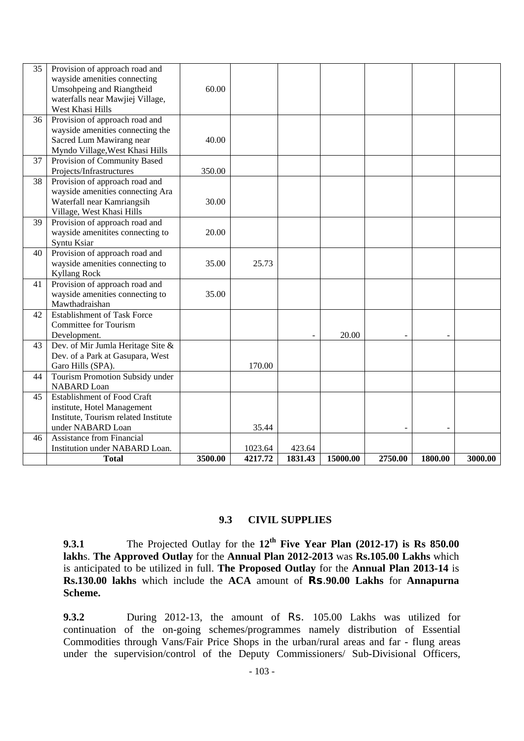| 35 | Provision of approach road and wayside amenities connecting Umsohpeing and Riangtheid waterfalls near Mawjiej Village, West Khasi Hills | 60.00 | | | | | | |
|---|---|---|---|---|---|---|---|---|
| 36 | Provision of approach road and wayside amenities connecting the Sacred Lum Mawirang near Myndo Village,West Khasi Hills | 40.00 | | | | | | |
| 37 | Provision of Community Based Projects/Infrastructures | 350.00 | | | | | | |
| 38 | Provision of approach road and wayside amenities connecting Ara Waterfall near Kamriangsih Village, West Khasi Hills | 30.00 | | | | | | |
| 39 | Provision of approach road and wayside amenitites connecting to Syntu Ksiar | 20.00 | | | | | | |
| 40 | Provision of approach road and wayside amenities connecting to Kyllang Rock | 35.00 | 25.73 | | | | | |
| 41 | Provision of approach road and wayside amenities connecting to Mawthadraishan | 35.00 | | | | | | |
| 42 | Establishment of Task Force Committee for Tourism Development. | | | - | 20.00 | - | - | |
| 43 | Dev. of Mir Jumla Heritage Site & Dev. of a Park at Gasupara, West Garo Hills (SPA). | | 170.00 | | | | | |
| 44 | Tourism Promotion Subsidy under NABARD Loan | | | | | | | |
| 45 | Establishment of Food Craft institute, Hotel Management Institute, Tourism related Institute under NABARD Loan | | 35.44 | | | - | - | |
| 46 | Assistance from Financial Institution under NABARD Loan. | | 1023.64 | 423.64 | | | | |
| | **Total** | **3500.00** | **4217.72** | **1831.43** | **15000.00** | **2750.00** | **1800.00** | **3000.00** |

### 9.3 CIVIL SUPPLIES

**9.3.1** The Projected Outlay for the **12th Five Year Plan (2012-17) is Rs 850.00 lakhs**. **The Approved Outlay** for the **Annual Plan 2012-2013** was **Rs.105.00 Lakhs** which is anticipated to be utilized in full. **The Proposed Outlay** for the **Annual Plan 2013-14** is **Rs.130.00 lakhs** which include the **ACA** amount of **Rs.90.00 Lakhs** for **Annapurna Scheme.**

**9.3.2** During 2012-13, the amount of Rs. 105.00 Lakhs was utilized for continuation of the on-going schemes/programmes namely distribution of Essential Commodities through Vans/Fair Price Shops in the urban/rural areas and far - flung areas under the supervision/control of the Deputy Commissioners/ Sub-Divisional Officers,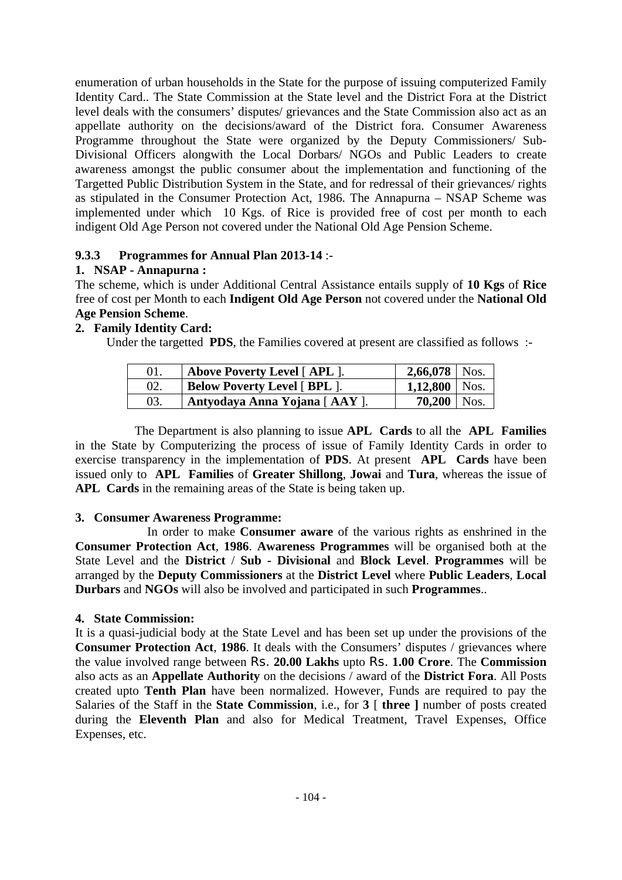enumeration of urban households in the State for the purpose of issuing computerized Family Identity Card.. The State Commission at the State level and the District Fora at the District level deals with the consumers' disputes/ grievances and the State Commission also act as an appellate authority on the decisions/award of the District fora. Consumer Awareness Programme throughout the State were organized by the Deputy Commissioners/ Sub-Divisional Officers alongwith the Local Dorbars/ NGOs and Public Leaders to create awareness amongst the public consumer about the implementation and functioning of the Targetted Public Distribution System in the State, and for redressal of their grievances/ rights as stipulated in the Consumer Protection Act, 1986. The Annapurna – NSAP Scheme was implemented under which 10 Kgs. of Rice is provided free of cost per month to each indigent Old Age Person not covered under the National Old Age Pension Scheme.

### 9.3.3 Programmes for Annual Plan 2013-14 :-

**1. NSAP - Annapurna :**

The scheme, which is under Additional Central Assistance entails supply of **10 Kgs** of **Rice** free of cost per Month to each **Indigent Old Age Person** not covered under the **National Old Age Pension Scheme**.

**2. Family Identity Card:**

Under the targetted **PDS**, the Families covered at present are classified as follows :-

| | | | |
|---|---|---|---|
| 01. | **Above Poverty Level [ APL ].** | **2,66,078** | Nos. |
| 02. | **Below Poverty Level [ BPL ].** | **1,12,800** | Nos. |
| 03. | **Antyodaya Anna Yojana [ AAY ].** | **70,200** | Nos. |

The Department is also planning to issue **APL Cards** to all the **APL Families** in the State by Computerizing the process of issue of Family Identity Cards in order to exercise transparency in the implementation of **PDS**. At present **APL Cards** have been issued only to **APL Families** of **Greater Shillong**, **Jowai** and **Tura**, whereas the issue of **APL Cards** in the remaining areas of the State is being taken up.

**3. Consumer Awareness Programme:**

In order to make **Consumer aware** of the various rights as enshrined in the **Consumer Protection Act**, **1986**. **Awareness Programmes** will be organised both at the State Level and the **District** / **Sub - Divisional** and **Block Level**. **Programmes** will be arranged by the **Deputy Commissioners** at the **District Level** where **Public Leaders**, **Local Durbars** and **NGOs** will also be involved and participated in such **Programmes**..

**4. State Commission:**

It is a quasi-judicial body at the State Level and has been set up under the provisions of the **Consumer Protection Act**, **1986**. It deals with the Consumers' disputes / grievances where the value involved range between Rs. **20.00 Lakhs** upto Rs. **1.00 Crore**. The **Commission** also acts as an **Appellate Authority** on the decisions / award of the **District Fora**. All Posts created upto **Tenth Plan** have been normalized. However, Funds are required to pay the Salaries of the Staff in the **State Commission**, i.e., for **3** [ **three ]** number of posts created during the **Eleventh Plan** and also for Medical Treatment, Travel Expenses, Office Expenses, etc.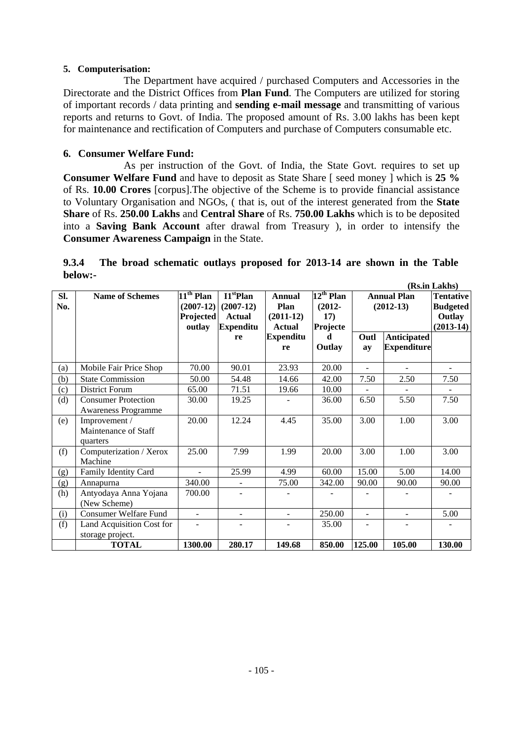**5. Computerisation:**

The Department have acquired / purchased Computers and Accessories in the Directorate and the District Offices from **Plan Fund**. The Computers are utilized for storing of important records / data printing and **sending e-mail message** and transmitting of various reports and returns to Govt. of India. The proposed amount of Rs. 3.00 lakhs has been kept for maintenance and rectification of Computers and purchase of Computers consumable etc.

**6. Consumer Welfare Fund:**

As per instruction of the Govt. of India, the State Govt. requires to set up **Consumer Welfare Fund** and have to deposit as State Share [ seed money ] which is **25 %** of Rs. **10.00 Crores** [corpus].The objective of the Scheme is to provide financial assistance to Voluntary Organisation and NGOs, ( that is, out of the interest generated from the **State Share** of Rs. **250.00 Lakhs** and **Central Share** of Rs. **750.00 Lakhs** which is to be deposited into a **Saving Bank Account** after drawal from Treasury ), in order to intensify the **Consumer Awareness Campaign** in the State.

**9.3.4 The broad schematic outlays proposed for 2013-14 are shown in the Table below:-**

**(Rs.in Lakhs)**

| Sl. No. | Name of Schemes | 11th Plan (2007-12) Projected outlay | 11st Plan (2007-12) Actual Expenditure | Annual Plan (2011-12) Actual Expenditure | 12th Plan (2012-17) Projected Outlay | Annual Plan (2012-13) | | Tentative Budgeted Outlay (2013-14) |
|---|---|---|---|---|---|---|---|---|
| | | | | | | Outlay | Anticipated Expenditure | |
| (a) | Mobile Fair Price Shop | 70.00 | 90.01 | 23.93 | 20.00 | - | - | - |
| (b) | State Commission | 50.00 | 54.48 | 14.66 | 42.00 | 7.50 | 2.50 | 7.50 |
| (c) | District Forum | 65.00 | 71.51 | 19.66 | 10.00 | - | - | - |
| (d) | Consumer Protection Awareness Programme | 30.00 | 19.25 | - | 36.00 | 6.50 | 5.50 | 7.50 |
| (e) | Improvement / Maintenance of Staff quarters | 20.00 | 12.24 | 4.45 | 35.00 | 3.00 | 1.00 | 3.00 |
| (f) | Computerization / Xerox Machine | 25.00 | 7.99 | 1.99 | 20.00 | 3.00 | 1.00 | 3.00 |
| (g) | Family Identity Card | - | 25.99 | 4.99 | 60.00 | 15.00 | 5.00 | 14.00 |
| (g) | Annapurna | 340.00 | - | 75.00 | 342.00 | 90.00 | 90.00 | 90.00 |
| (h) | Antyodaya Anna Yojana (New Scheme) | 700.00 | - | - | - | - | - | - |
| (i) | Consumer Welfare Fund | - | - | - | 250.00 | - | - | 5.00 |
| (f) | Land Acquisition Cost for storage project. | - | - | - | 35.00 | - | - | - |
| | **TOTAL** | **1300.00** | **280.17** | **149.68** | **850.00** | **125.00** | **105.00** | **130.00** |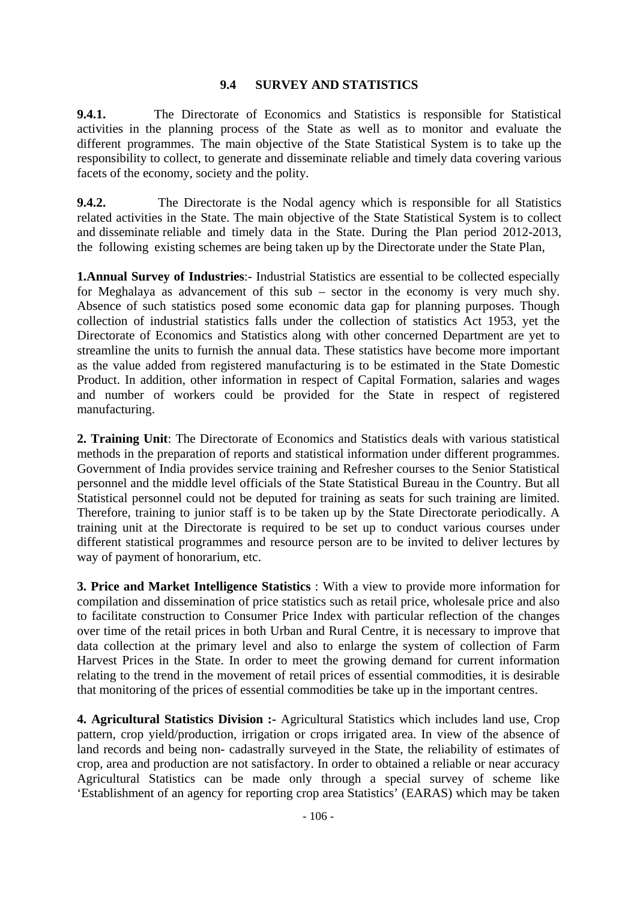### 9.4 SURVEY AND STATISTICS

**9.4.1.** The Directorate of Economics and Statistics is responsible for Statistical activities in the planning process of the State as well as to monitor and evaluate the different programmes. The main objective of the State Statistical System is to take up the responsibility to collect, to generate and disseminate reliable and timely data covering various facets of the economy, society and the polity.

**9.4.2.** The Directorate is the Nodal agency which is responsible for all Statistics related activities in the State. The main objective of the State Statistical System is to collect and disseminate reliable and timely data in the State. During the Plan period 2012-2013, the following existing schemes are being taken up by the Directorate under the State Plan,

**1.Annual Survey of Industries**:- Industrial Statistics are essential to be collected especially for Meghalaya as advancement of this sub – sector in the economy is very much shy. Absence of such statistics posed some economic data gap for planning purposes. Though collection of industrial statistics falls under the collection of statistics Act 1953, yet the Directorate of Economics and Statistics along with other concerned Department are yet to streamline the units to furnish the annual data. These statistics have become more important as the value added from registered manufacturing is to be estimated in the State Domestic Product. In addition, other information in respect of Capital Formation, salaries and wages and number of workers could be provided for the State in respect of registered manufacturing.

**2. Training Unit**: The Directorate of Economics and Statistics deals with various statistical methods in the preparation of reports and statistical information under different programmes. Government of India provides service training and Refresher courses to the Senior Statistical personnel and the middle level officials of the State Statistical Bureau in the Country. But all Statistical personnel could not be deputed for training as seats for such training are limited. Therefore, training to junior staff is to be taken up by the State Directorate periodically. A training unit at the Directorate is required to be set up to conduct various courses under different statistical programmes and resource person are to be invited to deliver lectures by way of payment of honorarium, etc.

**3. Price and Market Intelligence Statistics** : With a view to provide more information for compilation and dissemination of price statistics such as retail price, wholesale price and also to facilitate construction to Consumer Price Index with particular reflection of the changes over time of the retail prices in both Urban and Rural Centre, it is necessary to improve that data collection at the primary level and also to enlarge the system of collection of Farm Harvest Prices in the State. In order to meet the growing demand for current information relating to the trend in the movement of retail prices of essential commodities, it is desirable that monitoring of the prices of essential commodities be take up in the important centres.

**4. Agricultural Statistics Division :-** Agricultural Statistics which includes land use, Crop pattern, crop yield/production, irrigation or crops irrigated area. In view of the absence of land records and being non- cadastrally surveyed in the State, the reliability of estimates of crop, area and production are not satisfactory. In order to obtained a reliable or near accuracy Agricultural Statistics can be made only through a special survey of scheme like 'Establishment of an agency for reporting crop area Statistics' (EARAS) which may be taken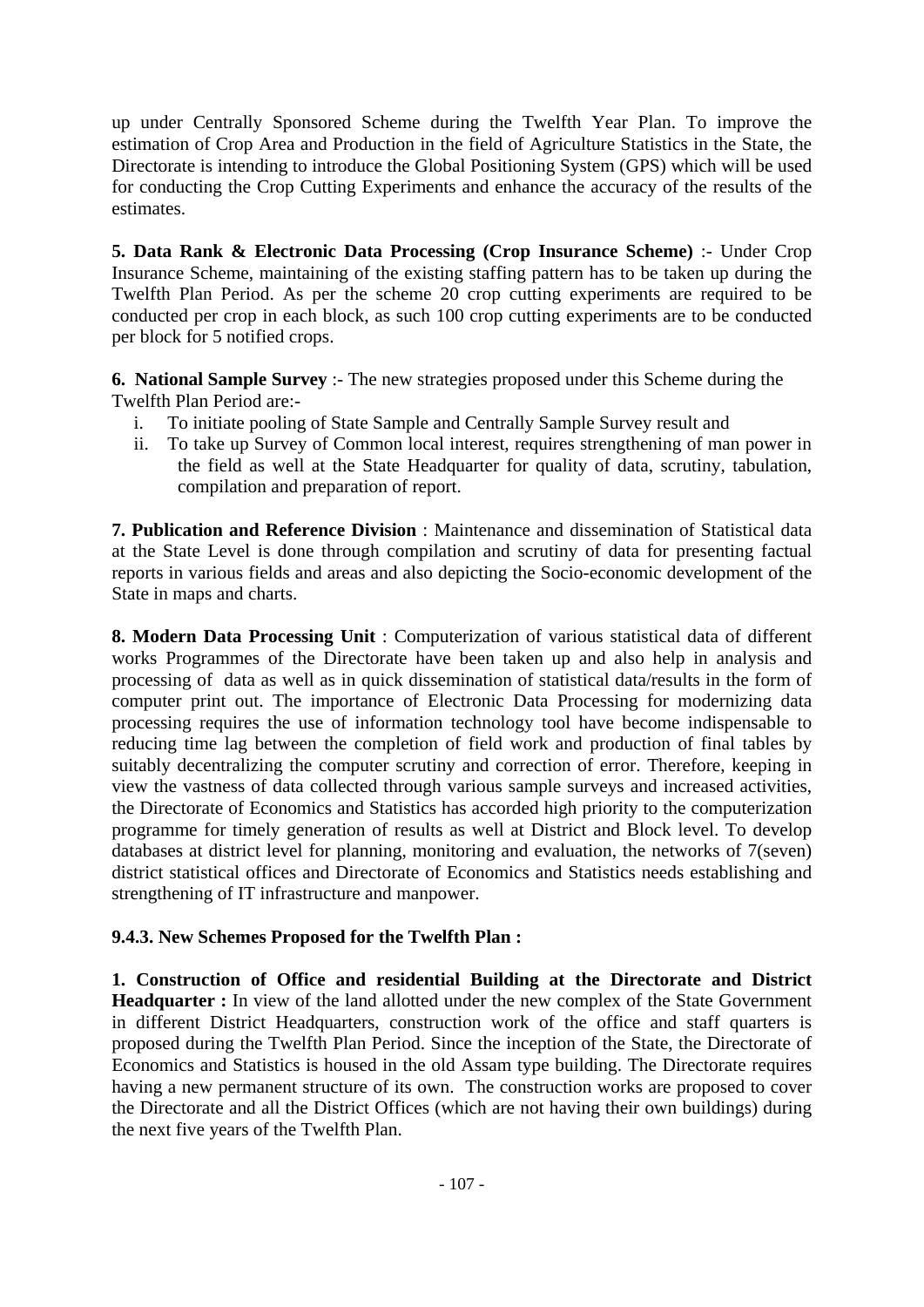up under Centrally Sponsored Scheme during the Twelfth Year Plan. To improve the estimation of Crop Area and Production in the field of Agriculture Statistics in the State, the Directorate is intending to introduce the Global Positioning System (GPS) which will be used for conducting the Crop Cutting Experiments and enhance the accuracy of the results of the estimates.

**5. Data Rank & Electronic Data Processing (Crop Insurance Scheme)** :- Under Crop Insurance Scheme, maintaining of the existing staffing pattern has to be taken up during the Twelfth Plan Period. As per the scheme 20 crop cutting experiments are required to be conducted per crop in each block, as such 100 crop cutting experiments are to be conducted per block for 5 notified crops.

**6. National Sample Survey** :- The new strategies proposed under this Scheme during the Twelfth Plan Period are:-

1. To initiate pooling of State Sample and Centrally Sample Survey result and
2. To take up Survey of Common local interest, requires strengthening of man power in the field as well at the State Headquarter for quality of data, scrutiny, tabulation, compilation and preparation of report.

**7. Publication and Reference Division** : Maintenance and dissemination of Statistical data at the State Level is done through compilation and scrutiny of data for presenting factual reports in various fields and areas and also depicting the Socio-economic development of the State in maps and charts.

**8. Modern Data Processing Unit** : Computerization of various statistical data of different works Programmes of the Directorate have been taken up and also help in analysis and processing of data as well as in quick dissemination of statistical data/results in the form of computer print out. The importance of Electronic Data Processing for modernizing data processing requires the use of information technology tool have become indispensable to reducing time lag between the completion of field work and production of final tables by suitably decentralizing the computer scrutiny and correction of error. Therefore, keeping in view the vastness of data collected through various sample surveys and increased activities, the Directorate of Economics and Statistics has accorded high priority to the computerization programme for timely generation of results as well at District and Block level. To develop databases at district level for planning, monitoring and evaluation, the networks of 7(seven) district statistical offices and Directorate of Economics and Statistics needs establishing and strengthening of IT infrastructure and manpower.

### 9.4.3. New Schemes Proposed for the Twelfth Plan :

**1. Construction of Office and residential Building at the Directorate and District Headquarter :** In view of the land allotted under the new complex of the State Government in different District Headquarters, construction work of the office and staff quarters is proposed during the Twelfth Plan Period. Since the inception of the State, the Directorate of Economics and Statistics is housed in the old Assam type building. The Directorate requires having a new permanent structure of its own. The construction works are proposed to cover the Directorate and all the District Offices (which are not having their own buildings) during the next five years of the Twelfth Plan.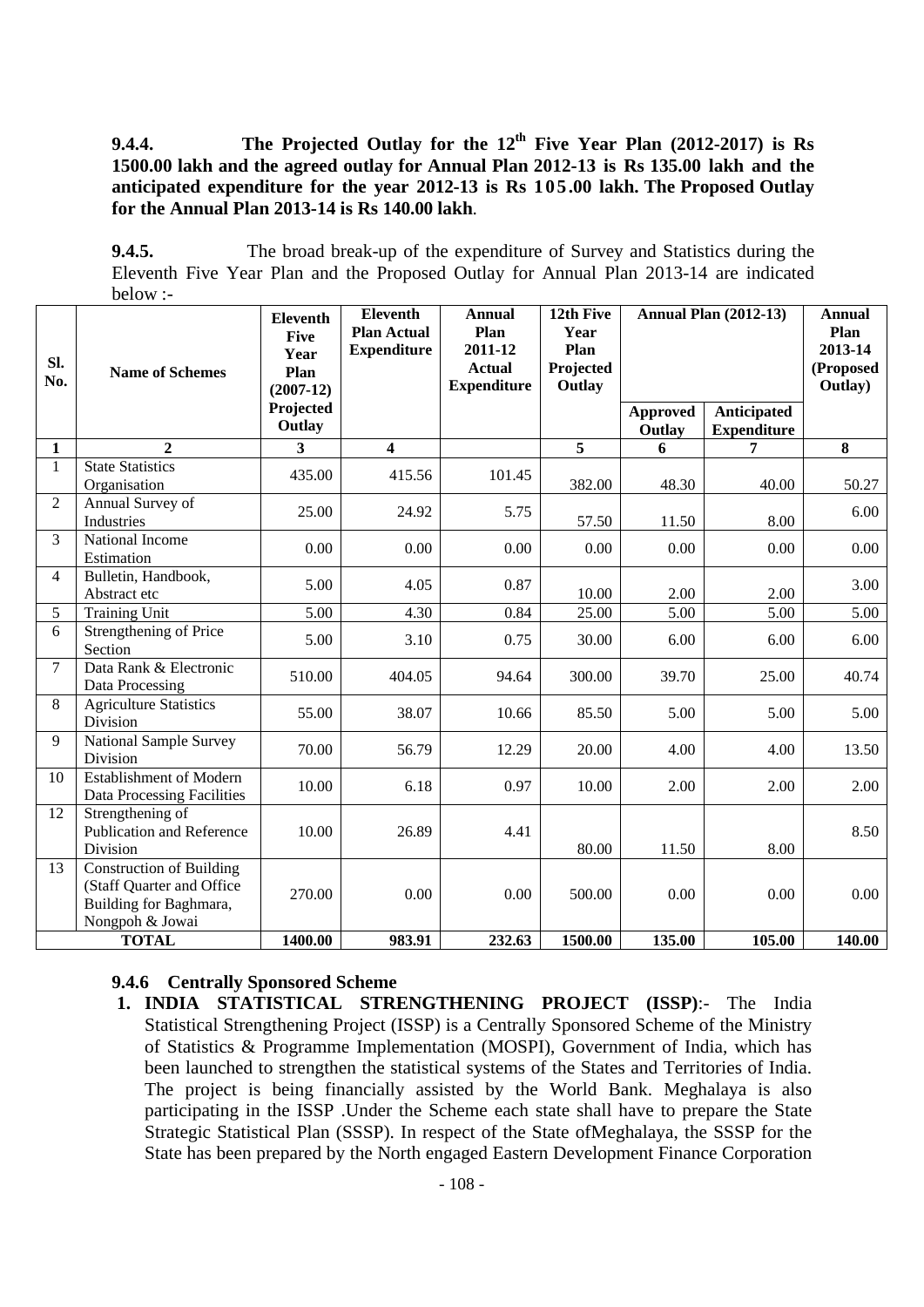**9.4.4. The Projected Outlay for the 12th Five Year Plan (2012-2017) is Rs 1500.00 lakh and the agreed outlay for Annual Plan 2012-13 is Rs 135.00 lakh and the anticipated expenditure for the year 2012-13 is Rs 105.00 lakh. The Proposed Outlay for the Annual Plan 2013-14 is Rs 140.00 lakh**.

**9.4.5.** The broad break-up of the expenditure of Survey and Statistics during the Eleventh Five Year Plan and the Proposed Outlay for Annual Plan 2013-14 are indicated below :-

| Sl. No. | Name of Schemes | Eleventh Five Year Plan (2007-12) Projected Outlay | Eleventh Plan Actual Expenditure | Annual Plan 2011-12 Actual Expenditure | 12th Five Year Plan Projected Outlay | Annual Plan (2012-13) | | Annual Plan 2013-14 (Proposed Outlay) |
|---|---|---|---|---|---|---|---|---|
| | | | | | | Approved Outlay | Anticipated Expenditure | |
| **1** | **2** | **3** | **4** | | **5** | **6** | **7** | **8** |
| 1 | State Statistics Organisation | 435.00 | 415.56 | 101.45 | 382.00 | 48.30 | 40.00 | 50.27 |
| 2 | Annual Survey of Industries | 25.00 | 24.92 | 5.75 | 57.50 | 11.50 | 8.00 | 6.00 |
| 3 | National Income Estimation | 0.00 | 0.00 | 0.00 | 0.00 | 0.00 | 0.00 | 0.00 |
| 4 | Bulletin, Handbook, Abstract etc | 5.00 | 4.05 | 0.87 | 10.00 | 2.00 | 2.00 | 3.00 |
| 5 | Training Unit | 5.00 | 4.30 | 0.84 | 25.00 | 5.00 | 5.00 | 5.00 |
| 6 | Strengthening of Price Section | 5.00 | 3.10 | 0.75 | 30.00 | 6.00 | 6.00 | 6.00 |
| 7 | Data Rank & Electronic Data Processing | 510.00 | 404.05 | 94.64 | 300.00 | 39.70 | 25.00 | 40.74 |
| 8 | Agriculture Statistics Division | 55.00 | 38.07 | 10.66 | 85.50 | 5.00 | 5.00 | 5.00 |
| 9 | National Sample Survey Division | 70.00 | 56.79 | 12.29 | 20.00 | 4.00 | 4.00 | 13.50 |
| 10 | Establishment of Modern Data Processing Facilities | 10.00 | 6.18 | 0.97 | 10.00 | 2.00 | 2.00 | 2.00 |
| 12 | Strengthening of Publication and Reference Division | 10.00 | 26.89 | 4.41 | 80.00 | 11.50 | 8.00 | 8.50 |
| 13 | Construction of Building (Staff Quarter and Office Building for Baghmara, Nongpoh & Jowai | 270.00 | 0.00 | 0.00 | 500.00 | 0.00 | 0.00 | 0.00 |
| | **TOTAL** | **1400.00** | **983.91** | **232.63** | **1500.00** | **135.00** | **105.00** | **140.00** |

### 9.4.6 Centrally Sponsored Scheme

1. **INDIA STATISTICAL STRENGTHENING PROJECT (ISSP)**:- The India Statistical Strengthening Project (ISSP) is a Centrally Sponsored Scheme of the Ministry of Statistics & Programme Implementation (MOSPI), Government of India, which has been launched to strengthen the statistical systems of the States and Territories of India. The project is being financially assisted by the World Bank. Meghalaya is also participating in the ISSP .Under the Scheme each state shall have to prepare the State Strategic Statistical Plan (SSSP). In respect of the State ofMeghalaya, the SSSP for the State has been prepared by the North engaged Eastern Development Finance Corporation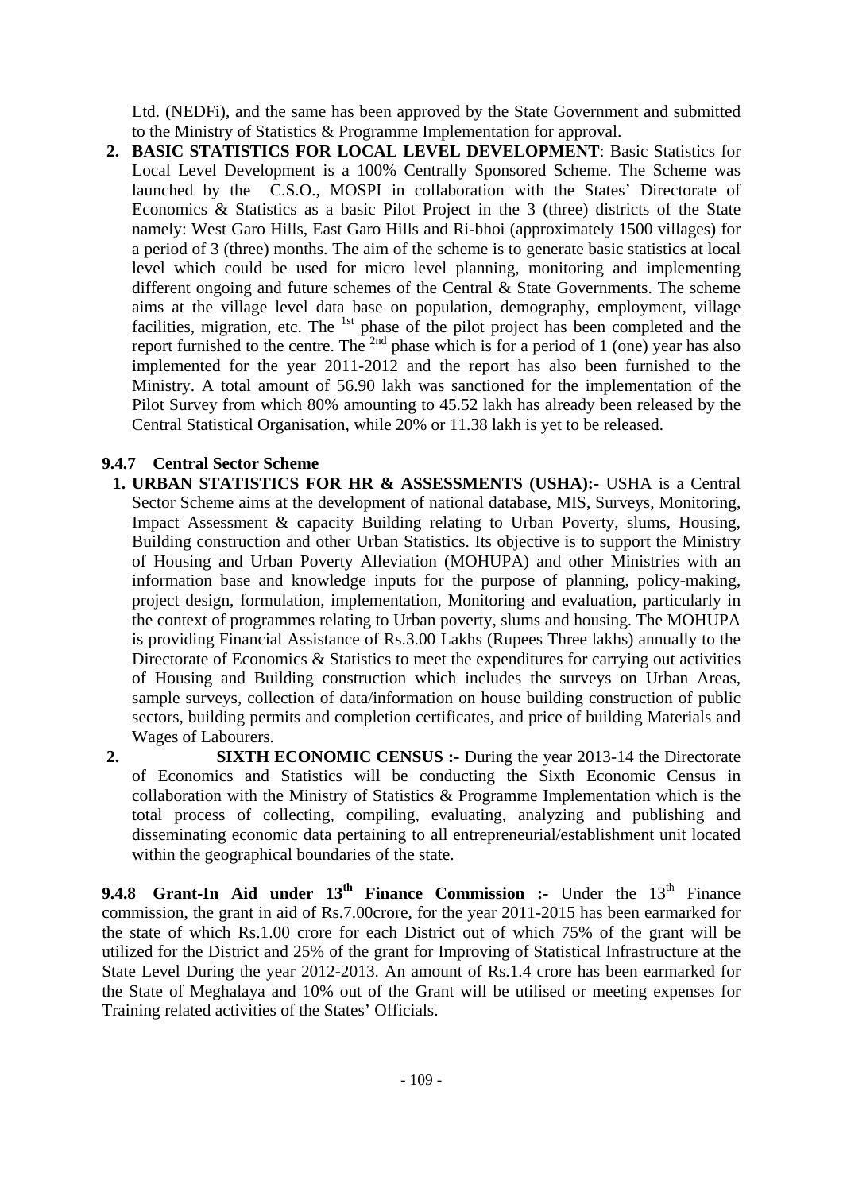Ltd. (NEDFi), and the same has been approved by the State Government and submitted to the Ministry of Statistics & Programme Implementation for approval.

2. **BASIC STATISTICS FOR LOCAL LEVEL DEVELOPMENT**: Basic Statistics for Local Level Development is a 100% Centrally Sponsored Scheme. The Scheme was launched by the C.S.O., MOSPI in collaboration with the States' Directorate of Economics & Statistics as a basic Pilot Project in the 3 (three) districts of the State namely: West Garo Hills, East Garo Hills and Ri-bhoi (approximately 1500 villages) for a period of 3 (three) months. The aim of the scheme is to generate basic statistics at local level which could be used for micro level planning, monitoring and implementing different ongoing and future schemes of the Central & State Governments. The scheme aims at the village level data base on population, demography, employment, village facilities, migration, etc. The 1st phase of the pilot project has been completed and the report furnished to the centre. The 2nd phase which is for a period of 1 (one) year has also implemented for the year 2011-2012 and the report has also been furnished to the Ministry. A total amount of 56.90 lakh was sanctioned for the implementation of the Pilot Survey from which 80% amounting to 45.52 lakh has already been released by the Central Statistical Organisation, while 20% or 11.38 lakh is yet to be released.

### 9.4.7 Central Sector Scheme

1. **URBAN STATISTICS FOR HR & ASSESSMENTS (USHA):-** USHA is a Central Sector Scheme aims at the development of national database, MIS, Surveys, Monitoring, Impact Assessment & capacity Building relating to Urban Poverty, slums, Housing, Building construction and other Urban Statistics. Its objective is to support the Ministry of Housing and Urban Poverty Alleviation (MOHUPA) and other Ministries with an information base and knowledge inputs for the purpose of planning, policy-making, project design, formulation, implementation, Monitoring and evaluation, particularly in the context of programmes relating to Urban poverty, slums and housing. The MOHUPA is providing Financial Assistance of Rs.3.00 Lakhs (Rupees Three lakhs) annually to the Directorate of Economics & Statistics to meet the expenditures for carrying out activities of Housing and Building construction which includes the surveys on Urban Areas, sample surveys, collection of data/information on house building construction of public sectors, building permits and completion certificates, and price of building Materials and Wages of Labourers.
2. **SIXTH ECONOMIC CENSUS :-** During the year 2013-14 the Directorate of Economics and Statistics will be conducting the Sixth Economic Census in collaboration with the Ministry of Statistics & Programme Implementation which is the total process of collecting, compiling, evaluating, analyzing and publishing and disseminating economic data pertaining to all entrepreneurial/establishment unit located within the geographical boundaries of the state.

**9.4.8 Grant-In Aid under 13th Finance Commission :-** Under the 13th Finance commission, the grant in aid of Rs.7.00crore, for the year 2011-2015 has been earmarked for the state of which Rs.1.00 crore for each District out of which 75% of the grant will be utilized for the District and 25% of the grant for Improving of Statistical Infrastructure at the State Level During the year 2012-2013. An amount of Rs.1.4 crore has been earmarked for the State of Meghalaya and 10% out of the Grant will be utilised or meeting expenses for Training related activities of the States' Officials.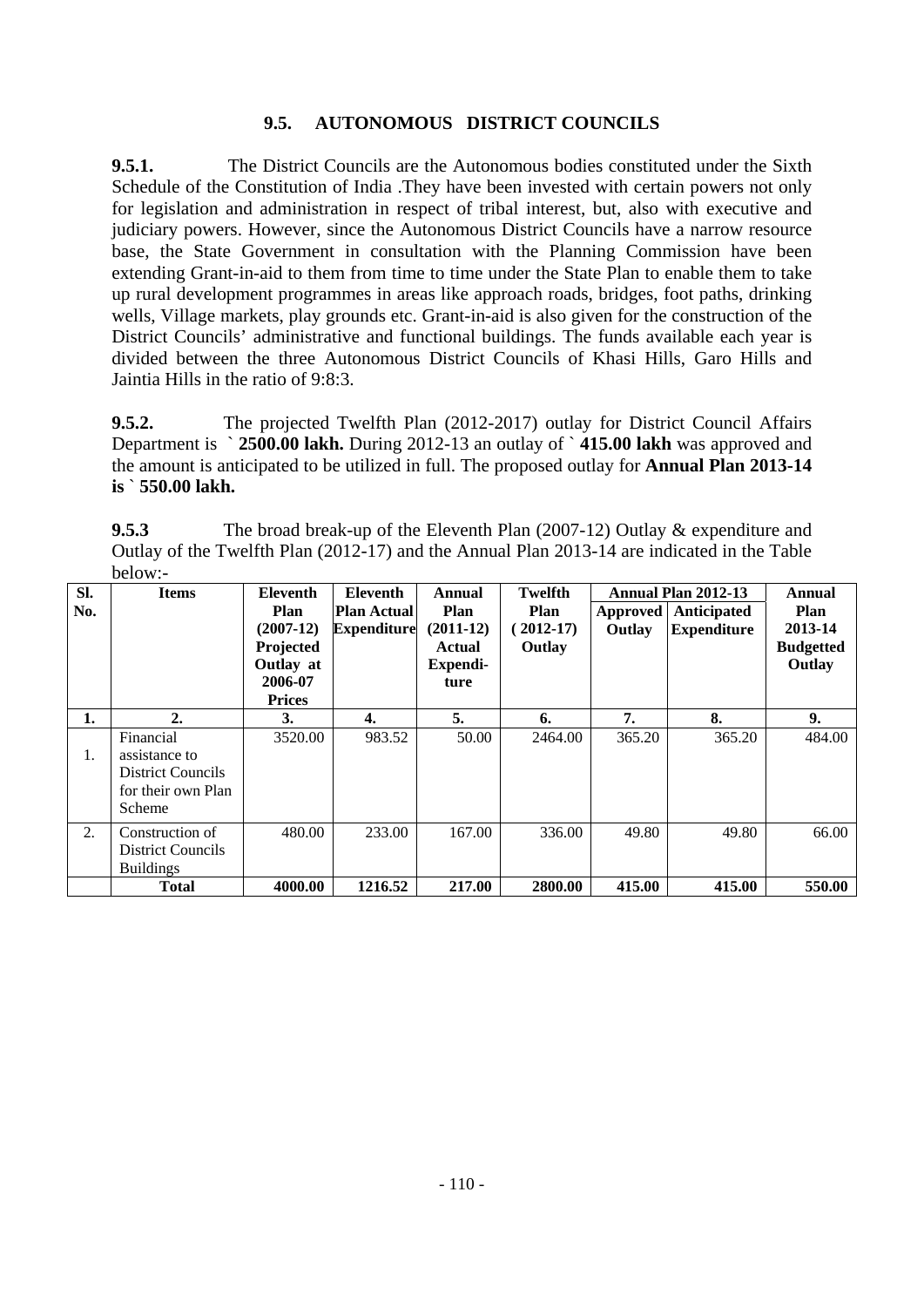## 9.5. AUTONOMOUS DISTRICT COUNCILS

**9.5.1.** The District Councils are the Autonomous bodies constituted under the Sixth Schedule of the Constitution of India .They have been invested with certain powers not only for legislation and administration in respect of tribal interest, but, also with executive and judiciary powers. However, since the Autonomous District Councils have a narrow resource base, the State Government in consultation with the Planning Commission have been extending Grant-in-aid to them from time to time under the State Plan to enable them to take up rural development programmes in areas like approach roads, bridges, foot paths, drinking wells, Village markets, play grounds etc. Grant-in-aid is also given for the construction of the District Councils' administrative and functional buildings. The funds available each year is divided between the three Autonomous District Councils of Khasi Hills, Garo Hills and Jaintia Hills in the ratio of 9:8:3.

**9.5.2.** The projected Twelfth Plan (2012-2017) outlay for District Council Affairs Department is ` **2500.00 lakh.** During 2012-13 an outlay of ` **415.00 lakh** was approved and the amount is anticipated to be utilized in full. The proposed outlay for **Annual Plan 2013-14 is** ` **550.00 lakh.**

**9.5.3** The broad break-up of the Eleventh Plan (2007-12) Outlay & expenditure and Outlay of the Twelfth Plan (2012-17) and the Annual Plan 2013-14 are indicated in the Table below:-

| Sl. No. | Items | Eleventh Plan (2007-12) Projected Outlay at 2006-07 Prices | Eleventh Plan Actual Expenditure | Annual Plan (2011-12) Actual Expenditure | Twelfth Plan (2012-17) Outlay | Annual Plan 2012-13 | | Annual Plan 2013-14 Budgetted Outlay |
|---|---|---|---|---|---|---|---|---|
| | | | | | | Approved Outlay | Anticipated Expenditure | |
| **1.** | **2.** | **3.** | **4.** | **5.** | **6.** | **7.** | **8.** | **9.** |
| 1. | Financial assistance to District Councils for their own Plan Scheme | 3520.00 | 983.52 | 50.00 | 2464.00 | 365.20 | 365.20 | 484.00 |
| 2. | Construction of District Councils Buildings | 480.00 | 233.00 | 167.00 | 336.00 | 49.80 | 49.80 | 66.00 |
| | **Total** | **4000.00** | **1216.52** | **217.00** | **2800.00** | **415.00** | **415.00** | **550.00** |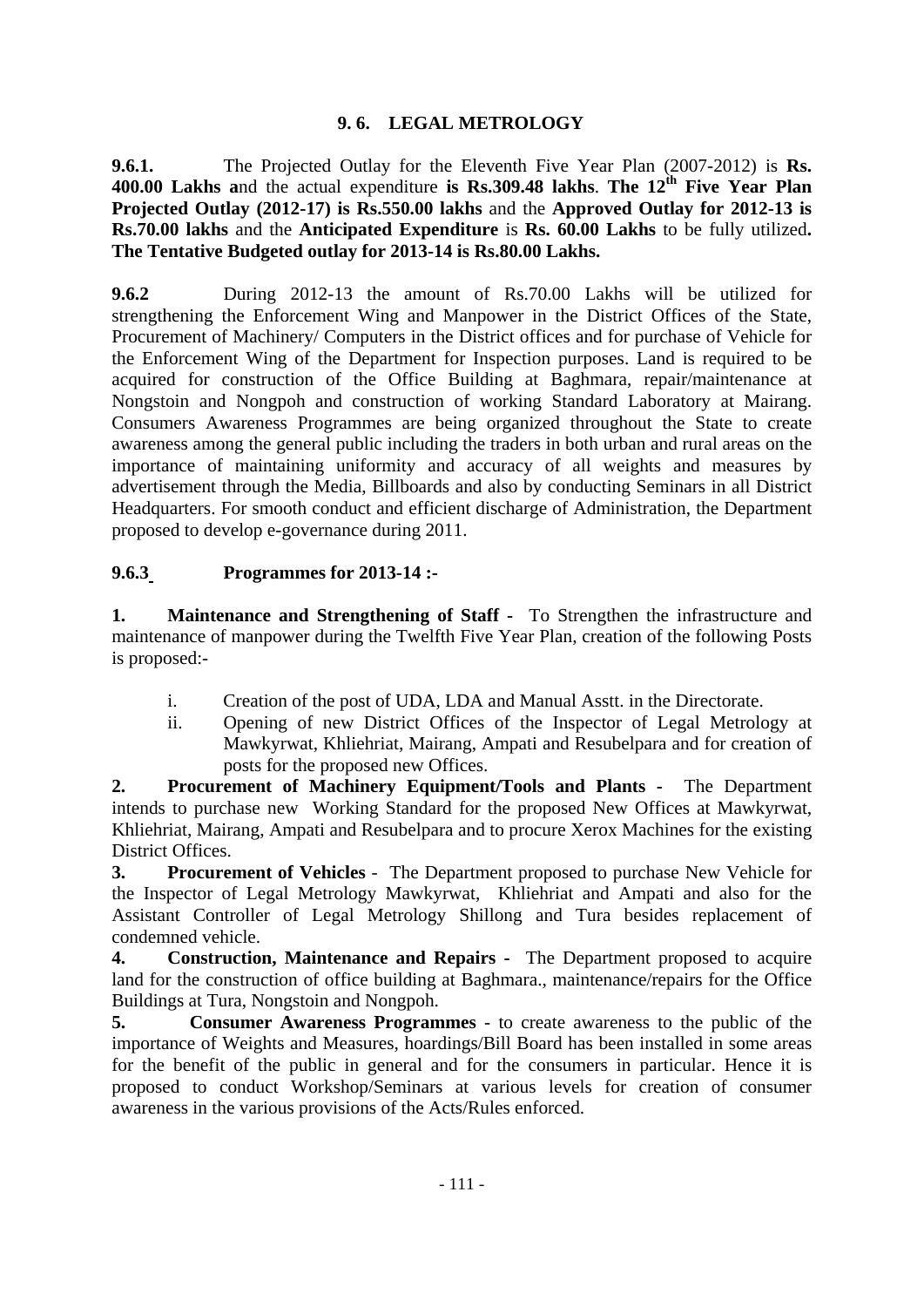## 9. 6. LEGAL METROLOGY

**9.6.1.** The Projected Outlay for the Eleventh Five Year Plan (2007-2012) is **Rs. 400.00 Lakhs a**nd the actual expenditure **is Rs.309.48 lakhs**. **The 12th Five Year Plan Projected Outlay (2012-17) is Rs.550.00 lakhs** and the **Approved Outlay for 2012-13 is Rs.70.00 lakhs** and the **Anticipated Expenditure** is **Rs. 60.00 Lakhs** to be fully utilized**. The Tentative Budgeted outlay for 2013-14 is Rs.80.00 Lakhs.**

**9.6.2** During 2012-13 the amount of Rs.70.00 Lakhs will be utilized for strengthening the Enforcement Wing and Manpower in the District Offices of the State, Procurement of Machinery/ Computers in the District offices and for purchase of Vehicle for the Enforcement Wing of the Department for Inspection purposes. Land is required to be acquired for construction of the Office Building at Baghmara, repair/maintenance at Nongstoin and Nongpoh and construction of working Standard Laboratory at Mairang. Consumers Awareness Programmes are being organized throughout the State to create awareness among the general public including the traders in both urban and rural areas on the importance of maintaining uniformity and accuracy of all weights and measures by advertisement through the Media, Billboards and also by conducting Seminars in all District Headquarters. For smooth conduct and efficient discharge of Administration, the Department proposed to develop e-governance during 2011.

### 9.6.3 Programmes for 2013-14 :-

**1. Maintenance and Strengthening of Staff -** To Strengthen the infrastructure and maintenance of manpower during the Twelfth Five Year Plan, creation of the following Posts is proposed:-

i. Creation of the post of UDA, LDA and Manual Asstt. in the Directorate.

ii. Opening of new District Offices of the Inspector of Legal Metrology at Mawkyrwat, Khliehriat, Mairang, Ampati and Resubelpara and for creation of posts for the proposed new Offices.

**2. Procurement of Machinery Equipment/Tools and Plants -** The Department intends to purchase new Working Standard for the proposed New Offices at Mawkyrwat, Khliehriat, Mairang, Ampati and Resubelpara and to procure Xerox Machines for the existing District Offices.

**3. Procurement of Vehicles** - The Department proposed to purchase New Vehicle for the Inspector of Legal Metrology Mawkyrwat, Khliehriat and Ampati and also for the Assistant Controller of Legal Metrology Shillong and Tura besides replacement of condemned vehicle.

**4. Construction, Maintenance and Repairs -** The Department proposed to acquire land for the construction of office building at Baghmara., maintenance/repairs for the Office Buildings at Tura, Nongstoin and Nongpoh.

**5. Consumer Awareness Programmes** - to create awareness to the public of the importance of Weights and Measures, hoardings/Bill Board has been installed in some areas for the benefit of the public in general and for the consumers in particular. Hence it is proposed to conduct Workshop/Seminars at various levels for creation of consumer awareness in the various provisions of the Acts/Rules enforced.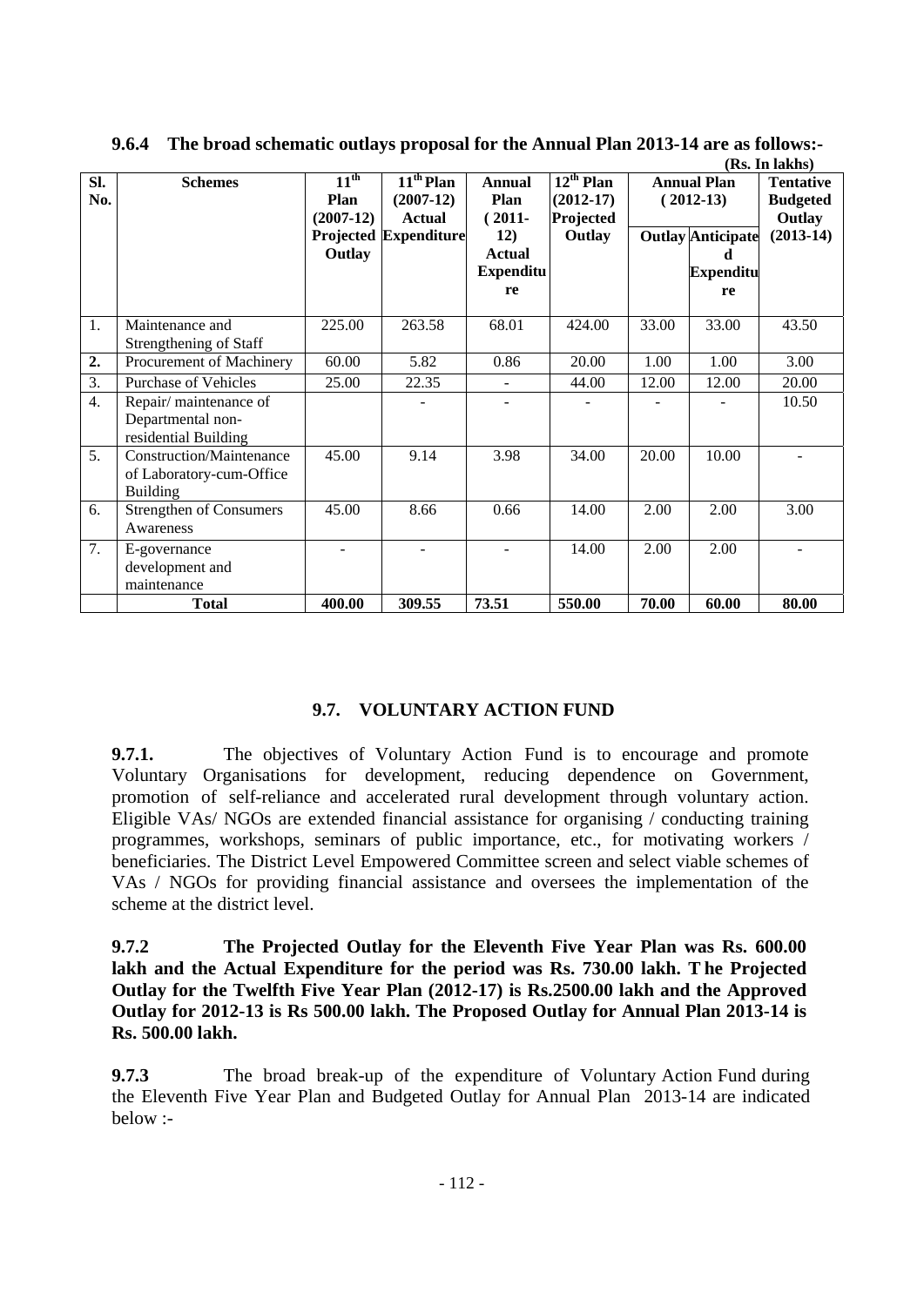**9.6.4 The broad schematic outlays proposal for the Annual Plan 2013-14 are as follows:-**

**(Rs. In lakhs)**

| Sl. No. | Schemes | 11th Plan (2007-12) Projected Outlay | 11th Plan (2007-12) Actual Expenditure | Annual Plan (2011-12) Actual Expenditure | 12th Plan (2012-17) Projected Outlay | Annual Plan (2012-13) | | Tentative Budgeted Outlay (2013-14) |
|---|---|---|---|---|---|---|---|---|
| | | | | | | Outlay | Anticipated Expenditure | |
| 1. | Maintenance and Strengthening of Staff | 225.00 | 263.58 | 68.01 | 424.00 | 33.00 | 33.00 | 43.50 |
| **2.** | Procurement of Machinery | 60.00 | 5.82 | 0.86 | 20.00 | 1.00 | 1.00 | 3.00 |
| 3. | Purchase of Vehicles | 25.00 | 22.35 | - | 44.00 | 12.00 | 12.00 | 20.00 |
| 4. | Repair/ maintenance of Departmental non-residential Building | | - | - | - | - | - | 10.50 |
| 5. | Construction/Maintenance of Laboratory-cum-Office Building | 45.00 | 9.14 | 3.98 | 34.00 | 20.00 | 10.00 | - |
| 6. | Strengthen of Consumers Awareness | 45.00 | 8.66 | 0.66 | 14.00 | 2.00 | 2.00 | 3.00 |
| 7. | E-governance development and maintenance | - | - | - | 14.00 | 2.00 | 2.00 | - |
| | **Total** | **400.00** | **309.55** | **73.51** | **550.00** | **70.00** | **60.00** | **80.00** |

## 9.7. VOLUNTARY ACTION FUND

**9.7.1.** The objectives of Voluntary Action Fund is to encourage and promote Voluntary Organisations for development, reducing dependence on Government, promotion of self-reliance and accelerated rural development through voluntary action. Eligible VAs/ NGOs are extended financial assistance for organising / conducting training programmes, workshops, seminars of public importance, etc., for motivating workers / beneficiaries. The District Level Empowered Committee screen and select viable schemes of VAs / NGOs for providing financial assistance and oversees the implementation of the scheme at the district level.

**9.7.2 The Projected Outlay for the Eleventh Five Year Plan was Rs. 600.00 lakh and the Actual Expenditure for the period was Rs. 730.00 lakh. The Projected Outlay for the Twelfth Five Year Plan (2012-17) is Rs.2500.00 lakh and the Approved Outlay for 2012-13 is Rs 500.00 lakh. The Proposed Outlay for Annual Plan 2013-14 is Rs. 500.00 lakh.**

**9.7.3** The broad break-up of the expenditure of Voluntary Action Fund during the Eleventh Five Year Plan and Budgeted Outlay for Annual Plan 2013-14 are indicated below :-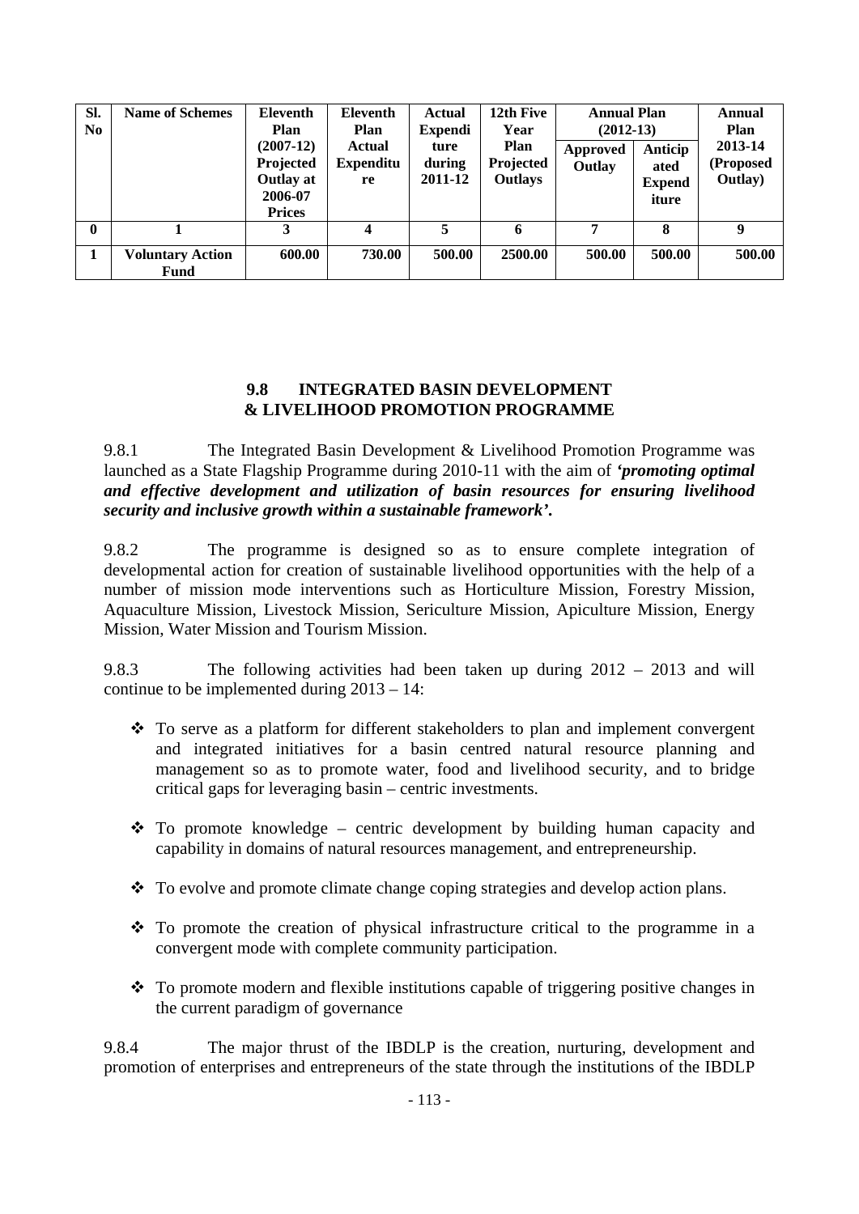| Sl. No | Name of Schemes | Eleventh Plan (2007-12) Projected Outlay at 2006-07 Prices | Eleventh Plan Actual Expenditure | Actual Expenditure during 2011-12 | 12th Five Year Plan Projected Outlays | Annual Plan (2012-13) | | Annual Plan 2013-14 (Proposed Outlay) |
|---|---|---|---|---|---|---|---|---|
| | | | | | | Approved Outlay | Anticipated Expenditure | |
| 0 | 1 | 3 | 4 | 5 | 6 | 7 | 8 | 9 |
| 1 | **Voluntary Action Fund** | **600.00** | **730.00** | **500.00** | **2500.00** | **500.00** | **500.00** | **500.00** |

## 9.8 INTEGRATED BASIN DEVELOPMENT & LIVELIHOOD PROMOTION PROGRAMME

9.8.1 The Integrated Basin Development & Livelihood Promotion Programme was launched as a State Flagship Programme during 2010-11 with the aim of ***'promoting optimal and effective development and utilization of basin resources for ensuring livelihood security and inclusive growth within a sustainable framework'.***

9.8.2 The programme is designed so as to ensure complete integration of developmental action for creation of sustainable livelihood opportunities with the help of a number of mission mode interventions such as Horticulture Mission, Forestry Mission, Aquaculture Mission, Livestock Mission, Sericulture Mission, Apiculture Mission, Energy Mission, Water Mission and Tourism Mission.

9.8.3 The following activities had been taken up during 2012 – 2013 and will continue to be implemented during 2013 – 14:

- To serve as a platform for different stakeholders to plan and implement convergent and integrated initiatives for a basin centred natural resource planning and management so as to promote water, food and livelihood security, and to bridge critical gaps for leveraging basin – centric investments.
- To promote knowledge – centric development by building human capacity and capability in domains of natural resources management, and entrepreneurship.
- To evolve and promote climate change coping strategies and develop action plans.
- To promote the creation of physical infrastructure critical to the programme in a convergent mode with complete community participation.
- To promote modern and flexible institutions capable of triggering positive changes in the current paradigm of governance

9.8.4 The major thrust of the IBDLP is the creation, nurturing, development and promotion of enterprises and entrepreneurs of the state through the institutions of the IBDLP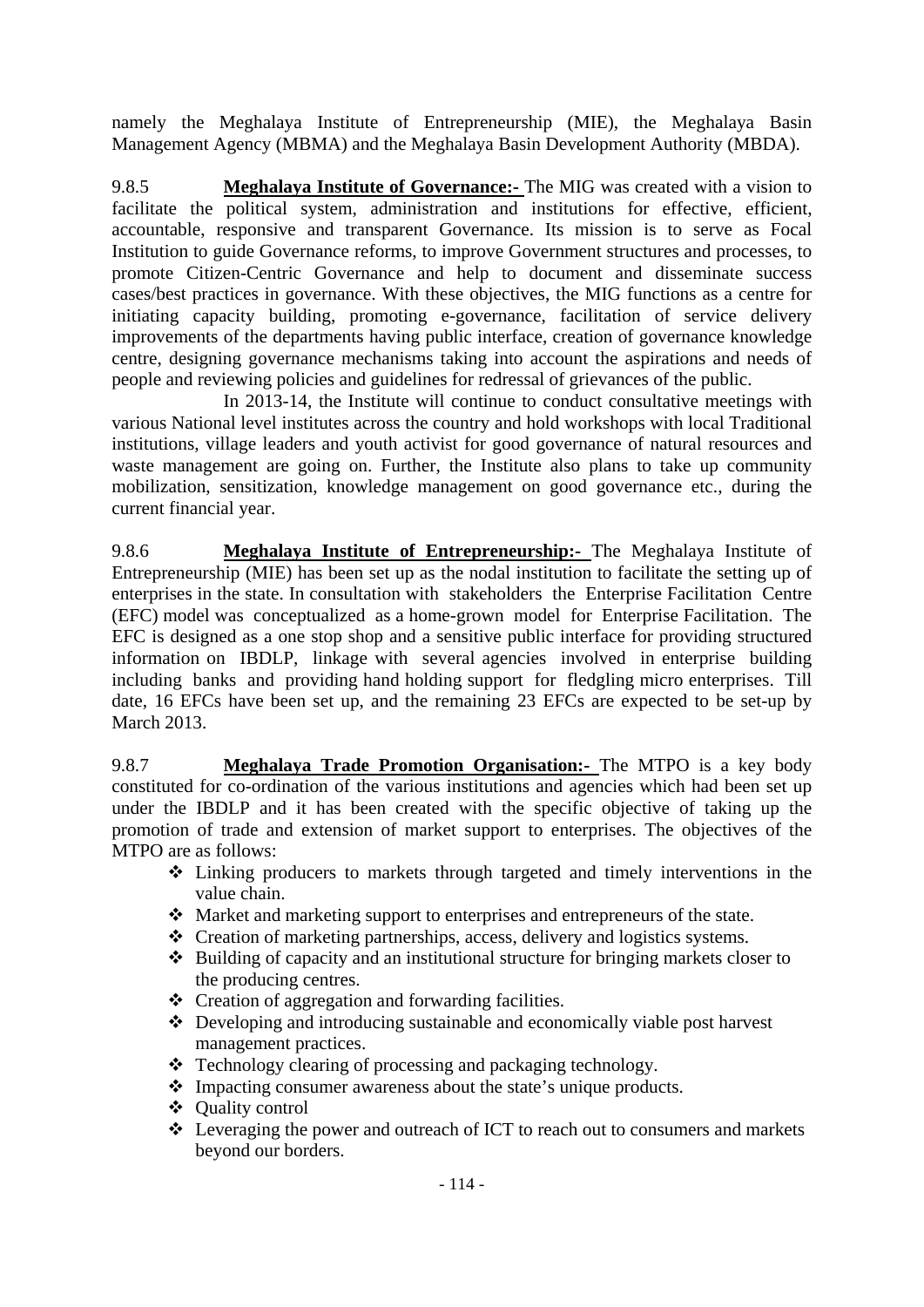namely the Meghalaya Institute of Entrepreneurship (MIE), the Meghalaya Basin Management Agency (MBMA) and the Meghalaya Basin Development Authority (MBDA).

9.8.5 **Meghalaya Institute of Governance:-** The MIG was created with a vision to facilitate the political system, administration and institutions for effective, efficient, accountable, responsive and transparent Governance. Its mission is to serve as Focal Institution to guide Governance reforms, to improve Government structures and processes, to promote Citizen-Centric Governance and help to document and disseminate success cases/best practices in governance. With these objectives, the MIG functions as a centre for initiating capacity building, promoting e-governance, facilitation of service delivery improvements of the departments having public interface, creation of governance knowledge centre, designing governance mechanisms taking into account the aspirations and needs of people and reviewing policies and guidelines for redressal of grievances of the public.

In 2013-14, the Institute will continue to conduct consultative meetings with various National level institutes across the country and hold workshops with local Traditional institutions, village leaders and youth activist for good governance of natural resources and waste management are going on. Further, the Institute also plans to take up community mobilization, sensitization, knowledge management on good governance etc., during the current financial year.

9.8.6 **Meghalaya Institute of Entrepreneurship:-** The Meghalaya Institute of Entrepreneurship (MIE) has been set up as the nodal institution to facilitate the setting up of enterprises in the state. In consultation with stakeholders the Enterprise Facilitation Centre (EFC) model was conceptualized as a home-grown model for Enterprise Facilitation. The EFC is designed as a one stop shop and a sensitive public interface for providing structured information on IBDLP, linkage with several agencies involved in enterprise building including banks and providing hand holding support for fledgling micro enterprises. Till date, 16 EFCs have been set up, and the remaining 23 EFCs are expected to be set-up by March 2013.

9.8.7 **Meghalaya Trade Promotion Organisation:-** The MTPO is a key body constituted for co-ordination of the various institutions and agencies which had been set up under the IBDLP and it has been created with the specific objective of taking up the promotion of trade and extension of market support to enterprises. The objectives of the MTPO are as follows:

- Linking producers to markets through targeted and timely interventions in the value chain.
- Market and marketing support to enterprises and entrepreneurs of the state.
- Creation of marketing partnerships, access, delivery and logistics systems.
- Building of capacity and an institutional structure for bringing markets closer to the producing centres.
- Creation of aggregation and forwarding facilities.
- Developing and introducing sustainable and economically viable post harvest management practices.
- Technology clearing of processing and packaging technology.
- Impacting consumer awareness about the state's unique products.
- Quality control
- Leveraging the power and outreach of ICT to reach out to consumers and markets beyond our borders.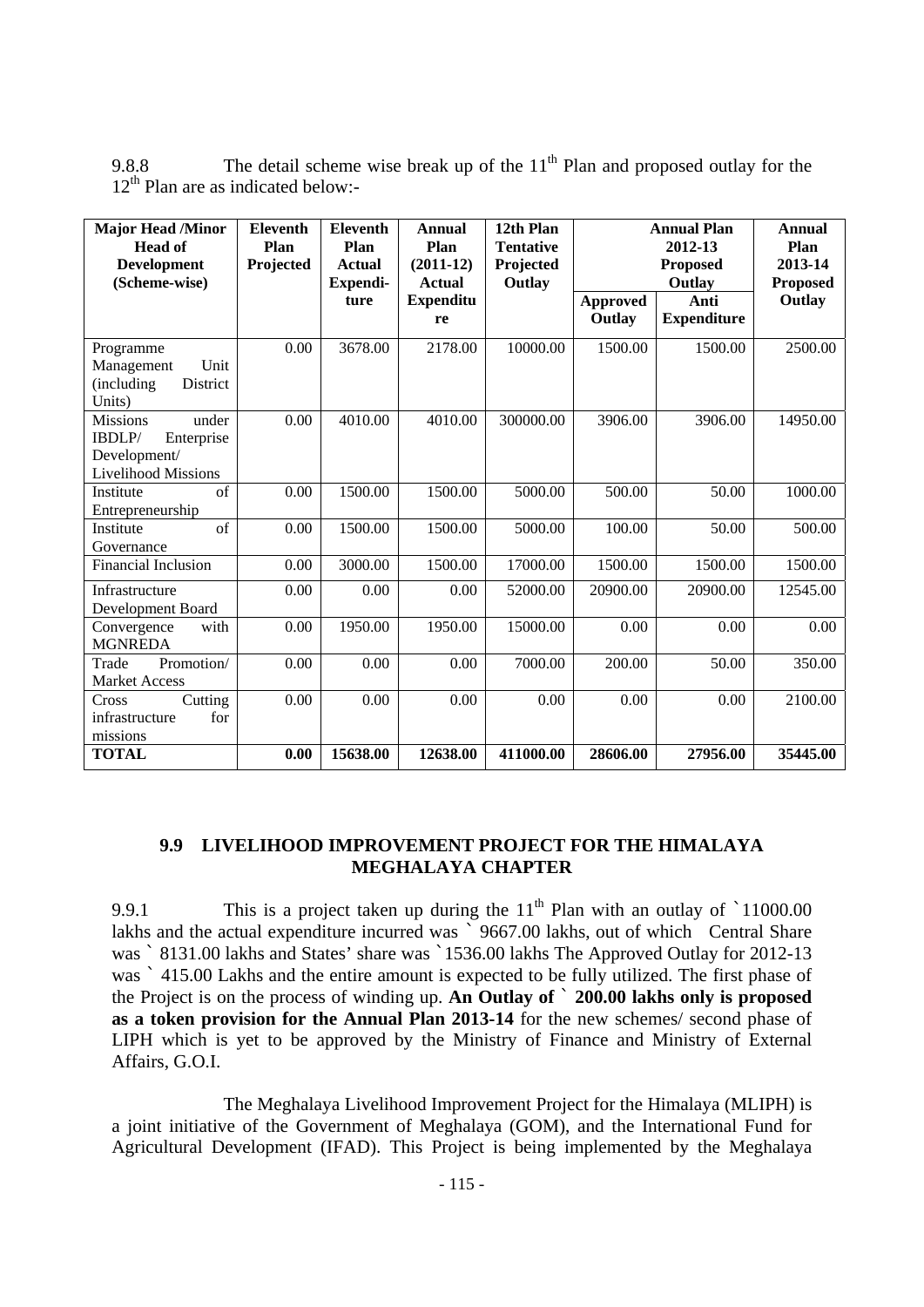9.8.8 The detail scheme wise break up of the 11th Plan and proposed outlay for the 12th Plan are as indicated below:-

| Major Head /Minor Head of Development (Scheme-wise) | Eleventh Plan Projected | Eleventh Plan Actual Expenditure | Annual Plan (2011-12) Actual Expenditure | 12th Plan Tentative Projected Outlay | Annual Plan 2012-13 Proposed Outlay | | Annual Plan 2013-14 Proposed Outlay |
|---|---|---|---|---|---|---|---|
| | | | | | Approved Outlay | Anti Expenditure | |
| Programme Management Unit (including District Units) | 0.00 | 3678.00 | 2178.00 | 10000.00 | 1500.00 | 1500.00 | 2500.00 |
| Missions under IBDLP/ Enterprise Development/ Livelihood Missions | 0.00 | 4010.00 | 4010.00 | 300000.00 | 3906.00 | 3906.00 | 14950.00 |
| Institute of Entrepreneurship | 0.00 | 1500.00 | 1500.00 | 5000.00 | 500.00 | 50.00 | 1000.00 |
| Institute of Governance | 0.00 | 1500.00 | 1500.00 | 5000.00 | 100.00 | 50.00 | 500.00 |
| Financial Inclusion | 0.00 | 3000.00 | 1500.00 | 17000.00 | 1500.00 | 1500.00 | 1500.00 |
| Infrastructure Development Board | 0.00 | 0.00 | 0.00 | 52000.00 | 20900.00 | 20900.00 | 12545.00 |
| Convergence with MGNREDA | 0.00 | 1950.00 | 1950.00 | 15000.00 | 0.00 | 0.00 | 0.00 |
| Trade Promotion/ Market Access | 0.00 | 0.00 | 0.00 | 7000.00 | 200.00 | 50.00 | 350.00 |
| Cross Cutting infrastructure for missions | 0.00 | 0.00 | 0.00 | 0.00 | 0.00 | 0.00 | 2100.00 |
| **TOTAL** | **0.00** | **15638.00** | **12638.00** | **411000.00** | **28606.00** | **27956.00** | **35445.00** |

## 9.9 LIVELIHOOD IMPROVEMENT PROJECT FOR THE HIMALAYA MEGHALAYA CHAPTER

9.9.1 This is a project taken up during the 11th Plan with an outlay of ` 11000.00 lakhs and the actual expenditure incurred was ` 9667.00 lakhs, out of which Central Share was ` 8131.00 lakhs and States' share was ` 1536.00 lakhs The Approved Outlay for 2012-13 was ` 415.00 Lakhs and the entire amount is expected to be fully utilized. The first phase of the Project is on the process of winding up. **An Outlay of ` 200.00 lakhs only is proposed as a token provision for the Annual Plan 2013-14** for the new schemes/ second phase of LIPH which is yet to be approved by the Ministry of Finance and Ministry of External Affairs, G.O.I.

The Meghalaya Livelihood Improvement Project for the Himalaya (MLIPH) is a joint initiative of the Government of Meghalaya (GOM), and the International Fund for Agricultural Development (IFAD). This Project is being implemented by the Meghalaya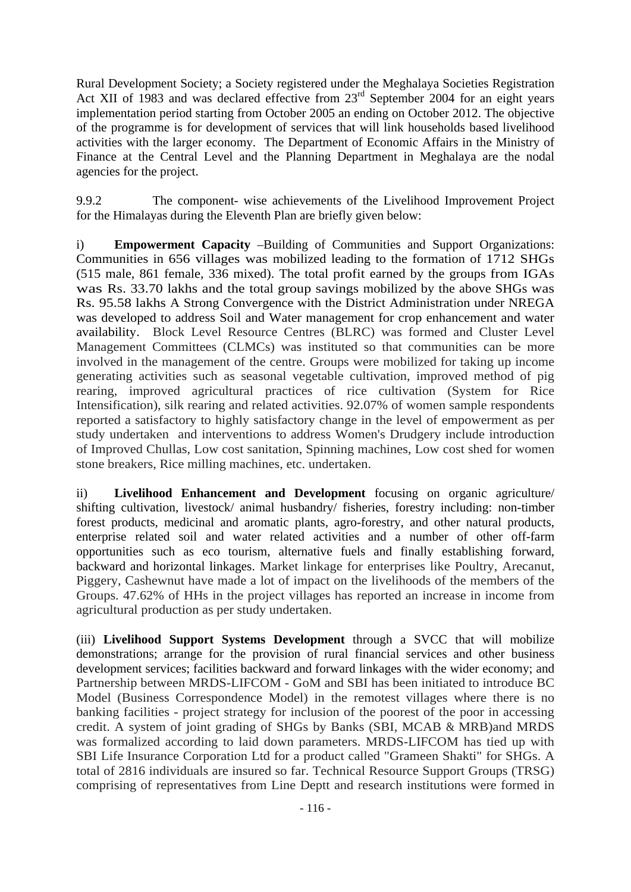Rural Development Society; a Society registered under the Meghalaya Societies Registration Act XII of 1983 and was declared effective from 23rd September 2004 for an eight years implementation period starting from October 2005 an ending on October 2012. The objective of the programme is for development of services that will link households based livelihood activities with the larger economy. The Department of Economic Affairs in the Ministry of Finance at the Central Level and the Planning Department in Meghalaya are the nodal agencies for the project.

9.9.2 The component- wise achievements of the Livelihood Improvement Project for the Himalayas during the Eleventh Plan are briefly given below:

i) **Empowerment Capacity** –Building of Communities and Support Organizations: Communities in 656 villages was mobilized leading to the formation of 1712 SHGs (515 male, 861 female, 336 mixed). The total profit earned by the groups from IGAs was Rs. 33.70 lakhs and the total group savings mobilized by the above SHGs was Rs. 95.58 lakhs A Strong Convergence with the District Administration under NREGA was developed to address Soil and Water management for crop enhancement and water availability. Block Level Resource Centres (BLRC) was formed and Cluster Level Management Committees (CLMCs) was instituted so that communities can be more involved in the management of the centre. Groups were mobilized for taking up income generating activities such as seasonal vegetable cultivation, improved method of pig rearing, improved agricultural practices of rice cultivation (System for Rice Intensification), silk rearing and related activities. 92.07% of women sample respondents reported a satisfactory to highly satisfactory change in the level of empowerment as per study undertaken and interventions to address Women's Drudgery include introduction of Improved Chullas, Low cost sanitation, Spinning machines, Low cost shed for women stone breakers, Rice milling machines, etc. undertaken.

ii) **Livelihood Enhancement and Development** focusing on organic agriculture/ shifting cultivation, livestock/ animal husbandry/ fisheries, forestry including: non-timber forest products, medicinal and aromatic plants, agro-forestry, and other natural products, enterprise related soil and water related activities and a number of other off-farm opportunities such as eco tourism, alternative fuels and finally establishing forward, backward and horizontal linkages. Market linkage for enterprises like Poultry, Arecanut, Piggery, Cashewnut have made a lot of impact on the livelihoods of the members of the Groups. 47.62% of HHs in the project villages has reported an increase in income from agricultural production as per study undertaken.

(iii) **Livelihood Support Systems Development** through a SVCC that will mobilize demonstrations; arrange for the provision of rural financial services and other business development services; facilities backward and forward linkages with the wider economy; and Partnership between MRDS-LIFCOM - GoM and SBI has been initiated to introduce BC Model (Business Correspondence Model) in the remotest villages where there is no banking facilities - project strategy for inclusion of the poorest of the poor in accessing credit. A system of joint grading of SHGs by Banks (SBI, MCAB & MRB)and MRDS was formalized according to laid down parameters. MRDS-LIFCOM has tied up with SBI Life Insurance Corporation Ltd for a product called "Grameen Shakti" for SHGs. A total of 2816 individuals are insured so far. Technical Resource Support Groups (TRSG) comprising of representatives from Line Deptt and research institutions were formed in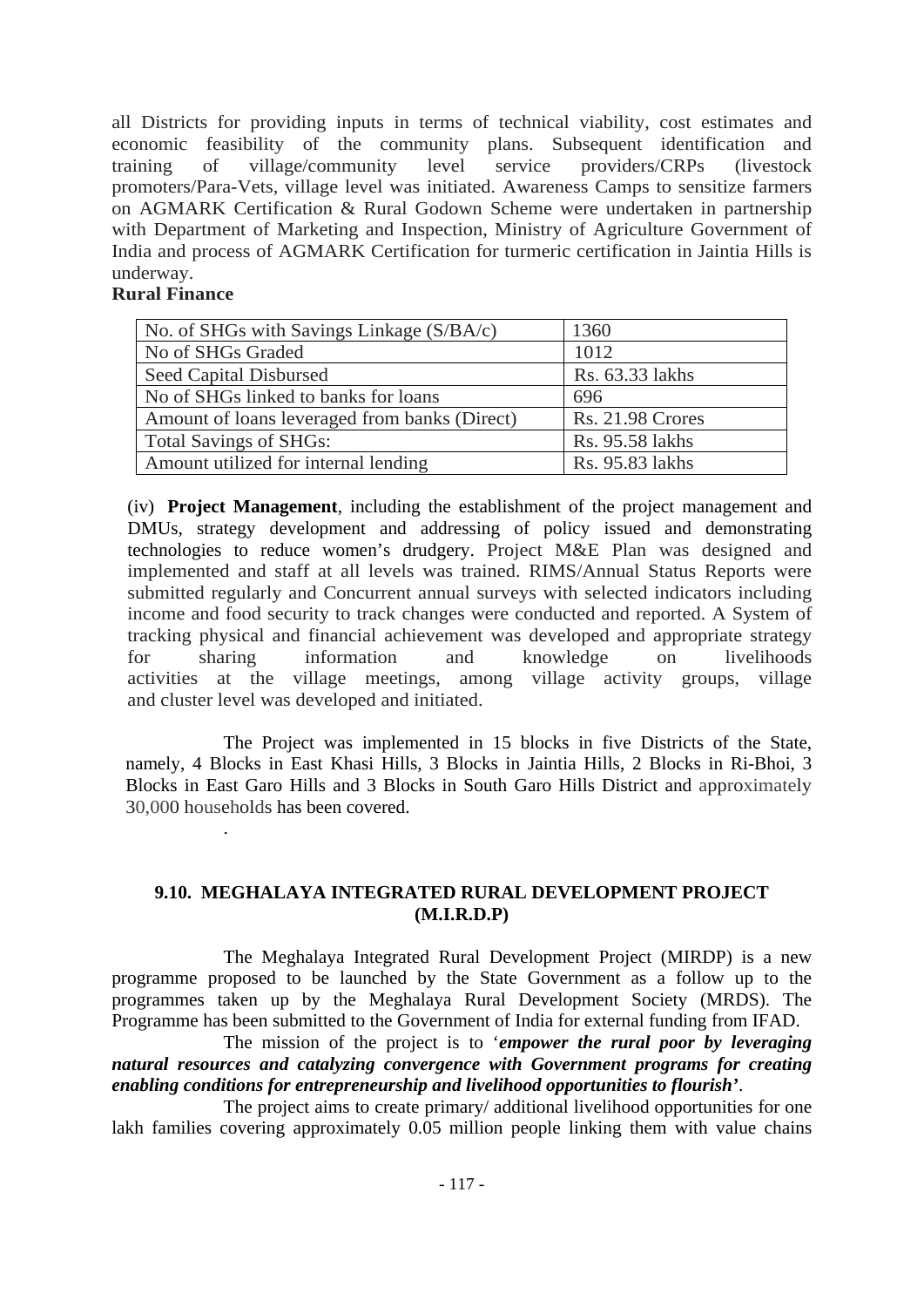all Districts for providing inputs in terms of technical viability, cost estimates and economic feasibility of the community plans. Subsequent identification and training of village/community level service providers/CRPs (livestock promoters/Para-Vets, village level was initiated. Awareness Camps to sensitize farmers on AGMARK Certification & Rural Godown Scheme were undertaken in partnership with Department of Marketing and Inspection, Ministry of Agriculture Government of India and process of AGMARK Certification for turmeric certification in Jaintia Hills is underway.

**Rural Finance**

| No. of SHGs with Savings Linkage (S/BA/c) | 1360 |
|---|---|
| No of SHGs Graded | 1012 |
| Seed Capital Disbursed | Rs. 63.33 lakhs |
| No of SHGs linked to banks for loans | 696 |
| Amount of loans leveraged from banks (Direct) | Rs. 21.98 Crores |
| Total Savings of SHGs: | Rs. 95.58 lakhs |
| Amount utilized for internal lending | Rs. 95.83 lakhs |

(iv) **Project Management**, including the establishment of the project management and DMUs, strategy development and addressing of policy issued and demonstrating technologies to reduce women's drudgery. Project M&E Plan was designed and implemented and staff at all levels was trained. RIMS/Annual Status Reports were submitted regularly and Concurrent annual surveys with selected indicators including income and food security to track changes were conducted and reported. A System of tracking physical and financial achievement was developed and appropriate strategy for sharing information and knowledge on livelihoods activities at the village meetings, among village activity groups, village and cluster level was developed and initiated.

The Project was implemented in 15 blocks in five Districts of the State, namely, 4 Blocks in East Khasi Hills, 3 Blocks in Jaintia Hills, 2 Blocks in Ri-Bhoi, 3 Blocks in East Garo Hills and 3 Blocks in South Garo Hills District and approximately 30,000 households has been covered.

.

## 9.10. MEGHALAYA INTEGRATED RURAL DEVELOPMENT PROJECT (M.I.R.D.P)

The Meghalaya Integrated Rural Development Project (MIRDP) is a new programme proposed to be launched by the State Government as a follow up to the programmes taken up by the Meghalaya Rural Development Society (MRDS). The Programme has been submitted to the Government of India for external funding from IFAD.

The mission of the project is to '***empower the rural poor by leveraging natural resources and catalyzing convergence with Government programs for creating enabling conditions for entrepreneurship and livelihood opportunities to flourish***'.

The project aims to create primary/ additional livelihood opportunities for one lakh families covering approximately 0.05 million people linking them with value chains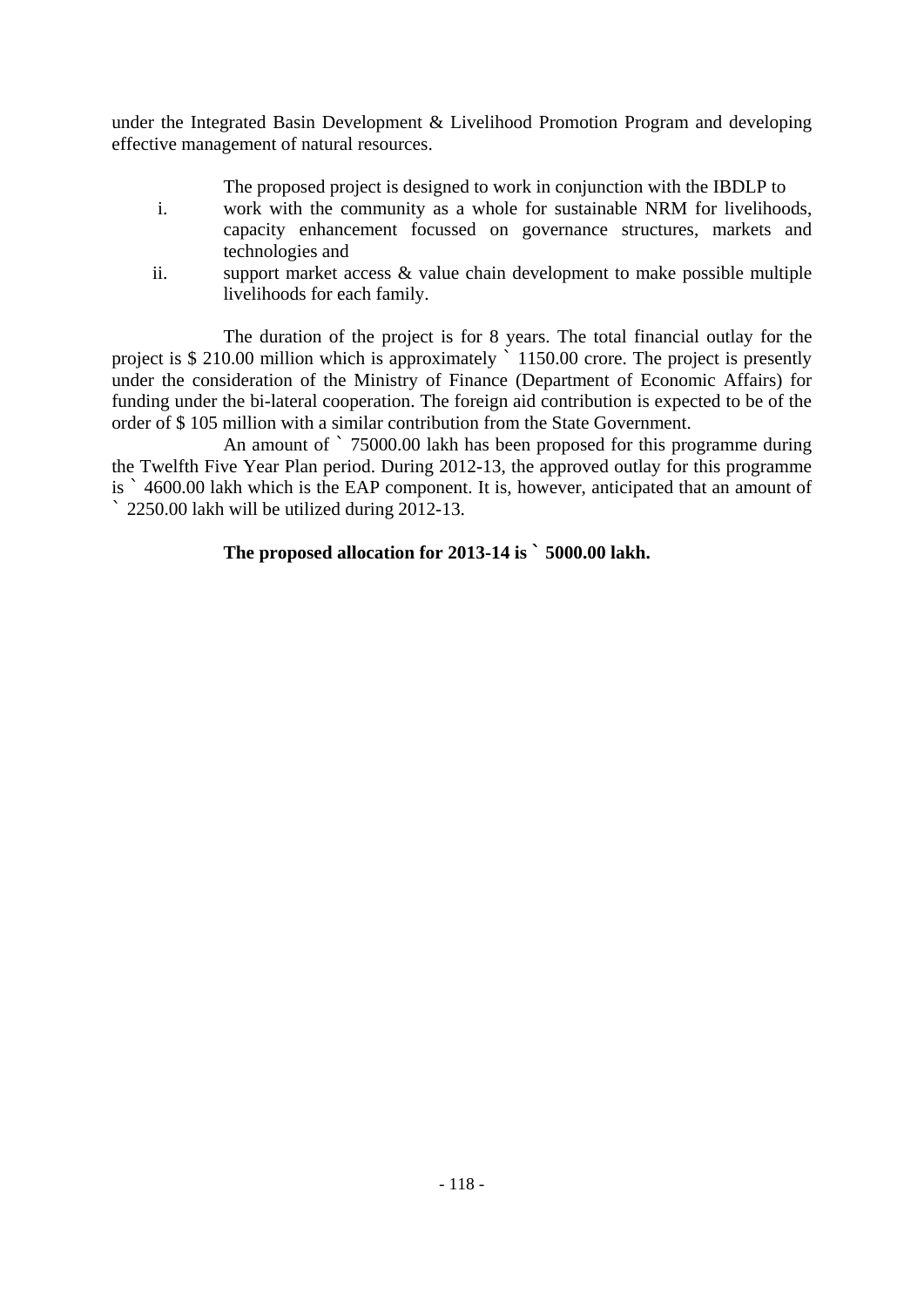under the Integrated Basin Development & Livelihood Promotion Program and developing effective management of natural resources.

The proposed project is designed to work in conjunction with the IBDLP to

i. work with the community as a whole for sustainable NRM for livelihoods, capacity enhancement focussed on governance structures, markets and technologies and
ii. support market access & value chain development to make possible multiple livelihoods for each family.

The duration of the project is for 8 years. The total financial outlay for the project is $ 210.00 million which is approximately ` 1150.00 crore. The project is presently under the consideration of the Ministry of Finance (Department of Economic Affairs) for funding under the bi-lateral cooperation. The foreign aid contribution is expected to be of the order of $ 105 million with a similar contribution from the State Government.

An amount of ` 75000.00 lakh has been proposed for this programme during the Twelfth Five Year Plan period. During 2012-13, the approved outlay for this programme is ` 4600.00 lakh which is the EAP component. It is, however, anticipated that an amount of ` 2250.00 lakh will be utilized during 2012-13.

**The proposed allocation for 2013-14 is ` 5000.00 lakh.**